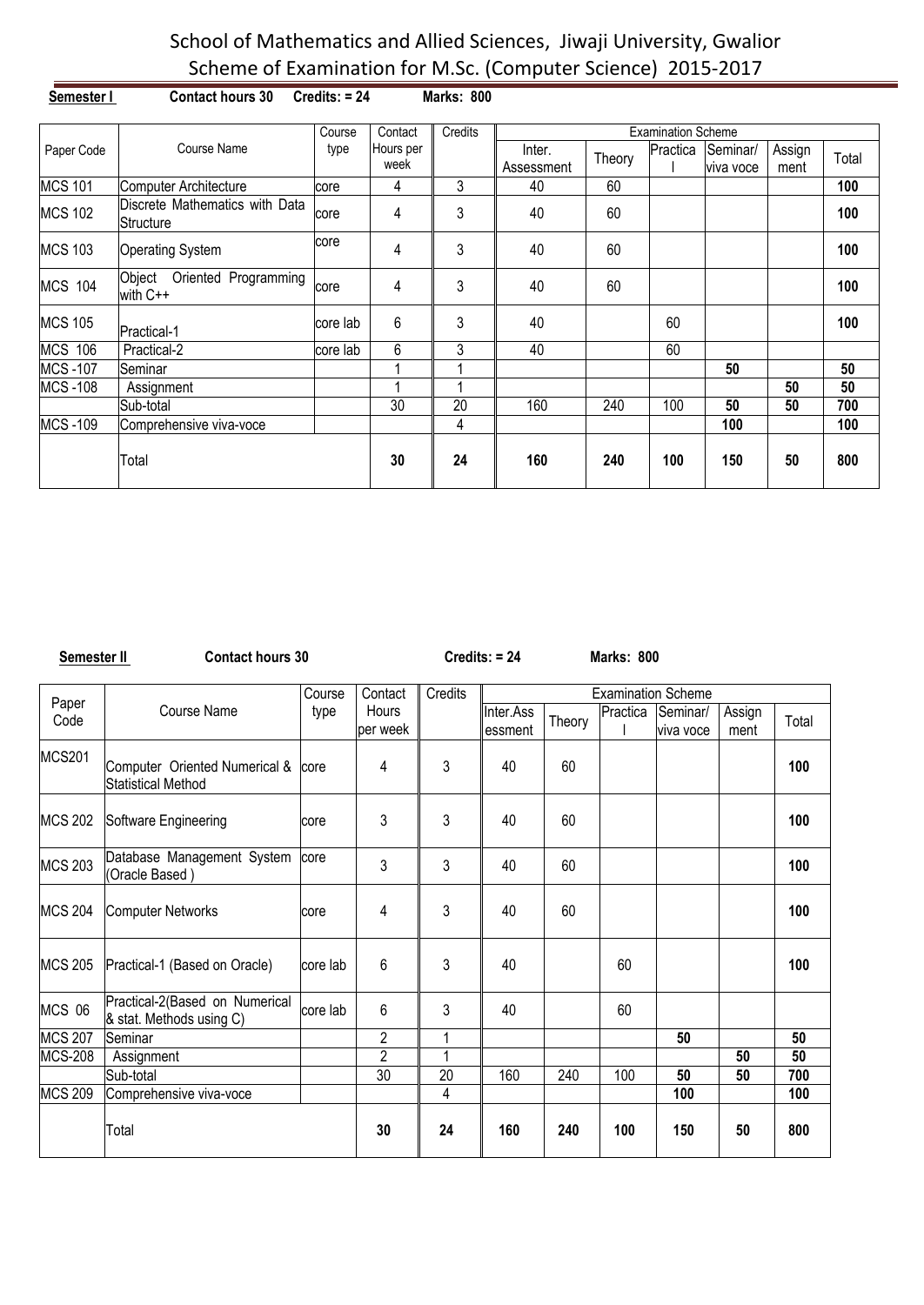# School of Mathematics and Allied Sciences, Jiwaji University, Gwalior

## Scheme of Examination for M.Sc. (Computer Science) 2015-2017

**Semester I** **Contact hours 30** **Credits: = 24** **Marks: 800**

| Paper Code | Course Name | Course type | Contact Hours per week | Credits | Examination Scheme | | | | | |
|---|---|---|---|---|---|---|---|---|---|---|
| | | | | | Inter. Assessment | Theory | Practical | Seminar/ viva voce | Assign ment | Total |
| MCS 101 | Computer Architecture | core | 4 | 3 | 40 | 60 | | | | **100** |
| MCS 102 | Discrete Mathematics with Data Structure | core | 4 | 3 | 40 | 60 | | | | **100** |
| MCS 103 | Operating System | core | 4 | 3 | 40 | 60 | | | | **100** |
| MCS 104 | Object Oriented Programming with C++ | core | 4 | 3 | 40 | 60 | | | | **100** |
| MCS 105 | Practical-1 | core lab | 6 | 3 | 40 | | 60 | | | **100** |
| MCS 106 | Practical-2 | core lab | 6 | 3 | 40 | | 60 | | | |
| MCS -107 | Seminar | | 1 | 1 | | | | **50** | | **50** |
| MCS -108 | Assignment | | 1 | 1 | | | | | **50** | **50** |
| | Sub-total | | 30 | 20 | 160 | 240 | 100 | **50** | **50** | **700** |
| MCS -109 | Comprehensive viva-voce | | | 4 | | | | **100** | | **100** |
| | Total | | **30** | **24** | **160** | **240** | **100** | **150** | **50** | **800** |

**Semester II** **Contact hours 30** **Credits: = 24** **Marks: 800**

| Paper Code | Course Name | Course type | Contact Hours per week | Credits | Examination Scheme | | | | | |
|---|---|---|---|---|---|---|---|---|---|---|
| | | | | | Inter.Assessment | Theory | Practical | Seminar/ viva voce | Assign ment | Total |
| MCS201 | Computer Oriented Numerical & Statistical Method | core | 4 | 3 | 40 | 60 | | | | **100** |
| MCS 202 | Software Engineering | core | 3 | 3 | 40 | 60 | | | | **100** |
| MCS 203 | Database Management System (Oracle Based ) | core | 3 | 3 | 40 | 60 | | | | **100** |
| MCS 204 | Computer Networks | core | 4 | 3 | 40 | 60 | | | | **100** |
| MCS 205 | Practical-1 (Based on Oracle) | core lab | 6 | 3 | 40 | | 60 | | | **100** |
| MCS 06 | Practical-2(Based on Numerical & stat. Methods using C) | core lab | 6 | 3 | 40 | | 60 | | | |
| MCS 207 | Seminar | | 2 | 1 | | | | **50** | | **50** |
| MCS-208 | Assignment | | 2 | 1 | | | | | **50** | **50** |
| | Sub-total | | 30 | 20 | 160 | 240 | 100 | **50** | **50** | **700** |
| MCS 209 | Comprehensive viva-voce | | | 4 | | | | **100** | | **100** |
| | Total | | **30** | **24** | **160** | **240** | **100** | **150** | **50** | **800** |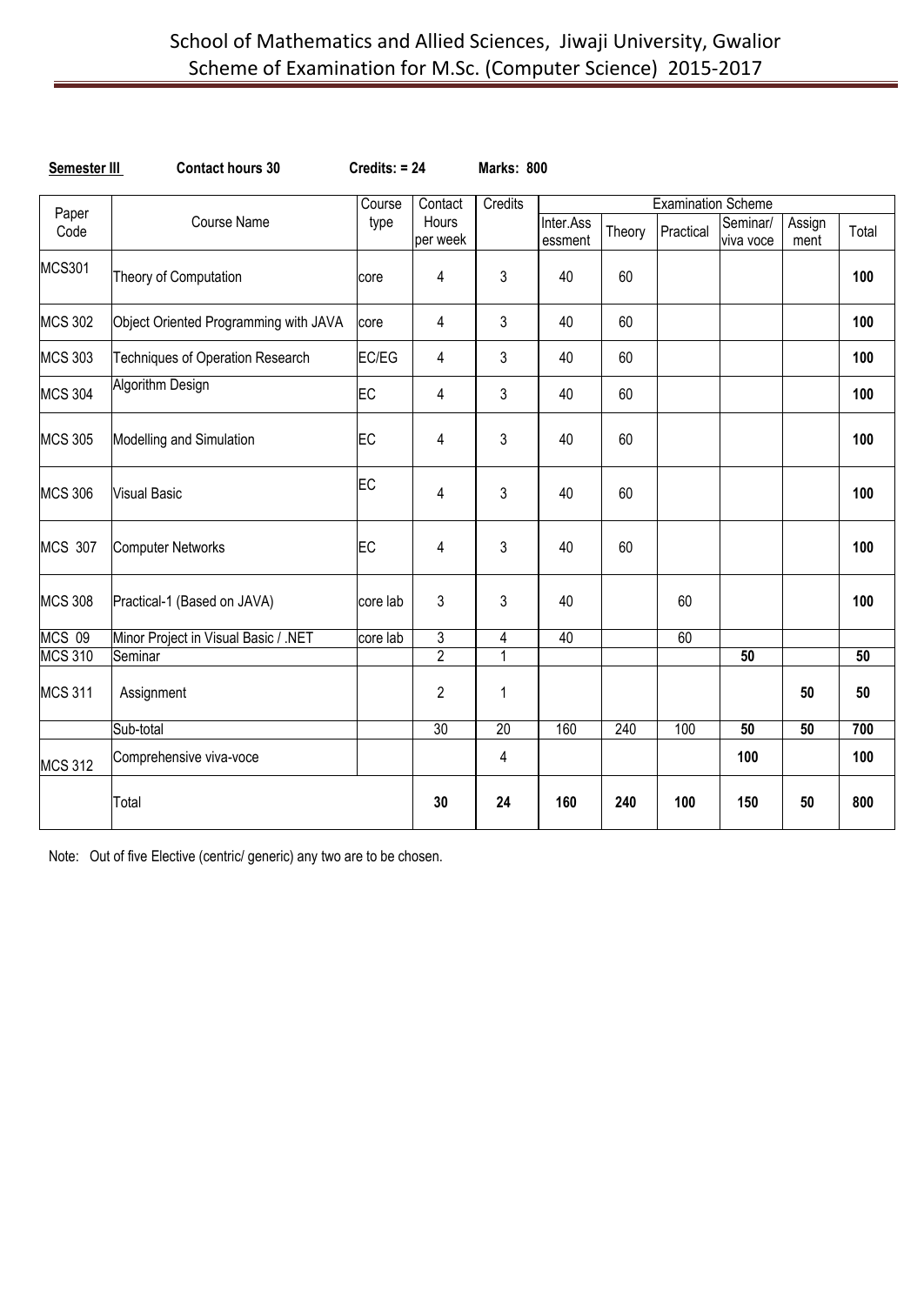# School of Mathematics and Allied Sciences, Jiwaji University, Gwalior
## Scheme of Examination for M.Sc. (Computer Science) 2015-2017

**Semester III** **Contact hours 30** **Credits: = 24** **Marks: 800**

| Paper Code | Course Name | Course type | Contact Hours per week | Credits | Examination Scheme | | | | | |
|---|---|---|---|---|---|---|---|---|---|---|
| | | | | | Inter.Assessment | Theory | Practical | Seminar/ viva voce | Assignment | Total |
| MCS301 | Theory of Computation | core | 4 | 3 | 40 | 60 | | | | **100** |
| MCS 302 | Object Oriented Programming with JAVA | core | 4 | 3 | 40 | 60 | | | | **100** |
| MCS 303 | Techniques of Operation Research | EC/EG | 4 | 3 | 40 | 60 | | | | **100** |
| MCS 304 | Algorithm Design | EC | 4 | 3 | 40 | 60 | | | | **100** |
| MCS 305 | Modelling and Simulation | EC | 4 | 3 | 40 | 60 | | | | **100** |
| MCS 306 | Visual Basic | EC | 4 | 3 | 40 | 60 | | | | **100** |
| MCS 307 | Computer Networks | EC | 4 | 3 | 40 | 60 | | | | **100** |
| MCS 308 | Practical-1 (Based on JAVA) | core lab | 3 | 3 | 40 | | 60 | | | **100** |
| MCS 09 | Minor Project in Visual Basic / .NET | core lab | 3 | 4 | 40 | | 60 | | | |
| MCS 310 | Seminar | | 2 | 1 | | | | **50** | | **50** |
| MCS 311 | Assignment | | 2 | 1 | | | | | **50** | **50** |
| | Sub-total | | 30 | 20 | 160 | 240 | 100 | **50** | **50** | **700** |
| MCS 312 | Comprehensive viva-voce | | | 4 | | | | **100** | | **100** |
| | Total | | **30** | **24** | **160** | **240** | **100** | **150** | **50** | **800** |

Note: Out of five Elective (centric/ generic) any two are to be chosen.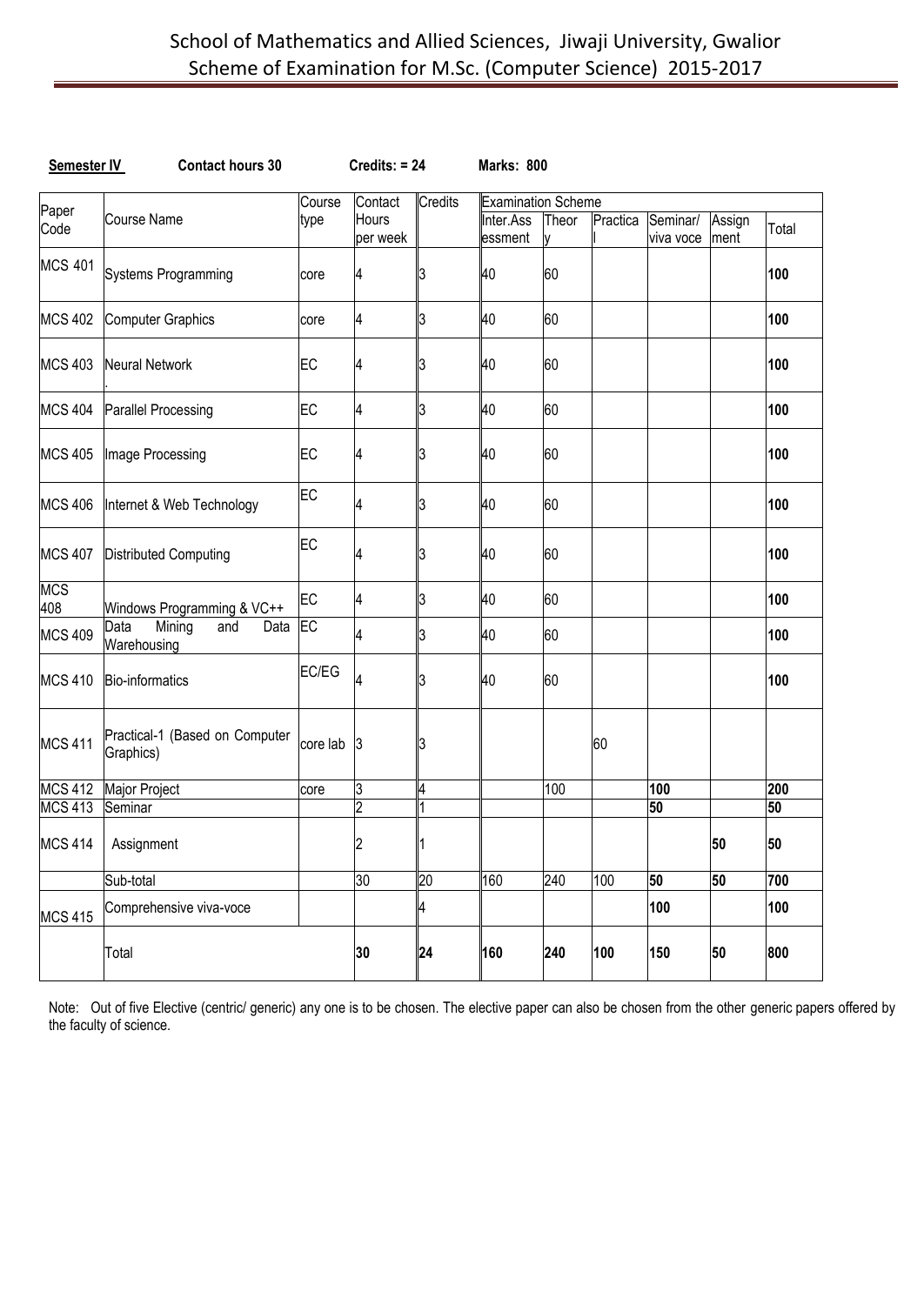# School of Mathematics and Allied Sciences, Jiwaji University, Gwalior
# Scheme of Examination for M.Sc. (Computer Science) 2015-2017

**Semester IV** **Contact hours 30** **Credits: = 24** **Marks: 800**

| Paper Code | Course Name | Course type | Contact Hours per week | Credits | Examination Scheme | | | | | |
|---|---|---|---|---|---|---|---|---|---|---|
| | | | | | Inter.Assessment | Theory | Practical | Seminar/ viva voce | Assignment | Total |
| MCS 401 | Systems Programming | core | 4 | 3 | 40 | 60 | | | | **100** |
| MCS 402 | Computer Graphics | core | 4 | 3 | 40 | 60 | | | | **100** |
| MCS 403 | Neural Network | EC | 4 | 3 | 40 | 60 | | | | **100** |
| MCS 404 | Parallel Processing | EC | 4 | 3 | 40 | 60 | | | | **100** |
| MCS 405 | Image Processing | EC | 4 | 3 | 40 | 60 | | | | **100** |
| MCS 406 | Internet & Web Technology | EC | 4 | 3 | 40 | 60 | | | | **100** |
| MCS 407 | Distributed Computing | EC | 4 | 3 | 40 | 60 | | | | **100** |
| MCS 408 | Windows Programming & VC++ | EC | 4 | 3 | 40 | 60 | | | | **100** |
| MCS 409 | Data Mining and Data Warehousing | EC | 4 | 3 | 40 | 60 | | | | **100** |
| MCS 410 | Bio-informatics | EC/EG | 4 | 3 | 40 | 60 | | | | **100** |
| MCS 411 | Practical-1 (Based on Computer Graphics) | core lab | 3 | 3 | | | 60 | | | |
| MCS 412 | Major Project | core | 3 | 4 | | 100 | | **100** | | **200** |
| MCS 413 | Seminar | | 2 | 1 | | | | **50** | | **50** |
| MCS 414 | Assignment | | 2 | 1 | | | | | **50** | **50** |
| | Sub-total | | 30 | 20 | 160 | 240 | 100 | **50** | **50** | **700** |
| MCS 415 | Comprehensive viva-voce | | | 4 | | | | **100** | | **100** |
| | Total | | **30** | **24** | **160** | **240** | **100** | **150** | **50** | **800** |

Note: Out of five Elective (centric/ generic) any one is to be chosen. The elective paper can also be chosen from the other generic papers offered by the faculty of science.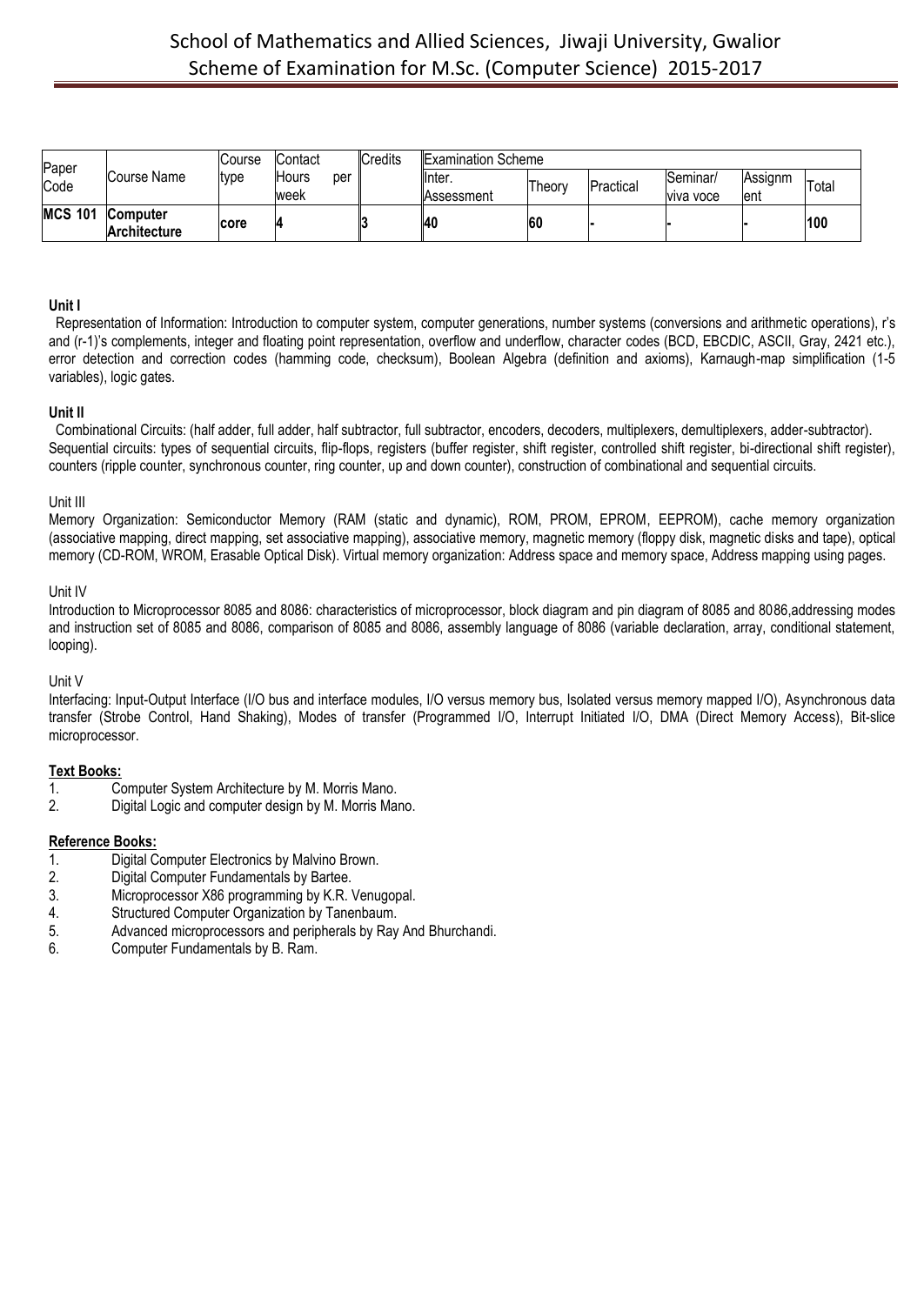| Paper Code | Course Name | Course type | Contact Hours per week | Credits | Examination Scheme | | | | | |
|---|---|---|---|---|---|---|---|---|---|---|
| | | | | | Inter. Assessment | Theory | Practical | Seminar/ viva voce | Assignment | Total |
| **MCS 101** | **Computer Architecture** | **core** | **4** | **3** | **40** | **60** | **-** | **-** | **-** | **100** |

**Unit I**

Representation of Information: Introduction to computer system, computer generations, number systems (conversions and arithmetic operations), r's and (r-1)'s complements, integer and floating point representation, overflow and underflow, character codes (BCD, EBCDIC, ASCII, Gray, 2421 etc.), error detection and correction codes (hamming code, checksum), Boolean Algebra (definition and axioms), Karnaugh-map simplification (1-5 variables), logic gates.

**Unit II**

Combinational Circuits: (half adder, full adder, half subtractor, full subtractor, encoders, decoders, multiplexers, demultiplexers, adder-subtractor). Sequential circuits: types of sequential circuits, flip-flops, registers (buffer register, shift register, controlled shift register, bi-directional shift register), counters (ripple counter, synchronous counter, ring counter, up and down counter), construction of combinational and sequential circuits.

Unit III

Memory Organization: Semiconductor Memory (RAM (static and dynamic), ROM, PROM, EPROM, EEPROM), cache memory organization (associative mapping, direct mapping, set associative mapping), associative memory, magnetic memory (floppy disk, magnetic disks and tape), optical memory (CD-ROM, WROM, Erasable Optical Disk). Virtual memory organization: Address space and memory space, Address mapping using pages.

Unit IV

Introduction to Microprocessor 8085 and 8086: characteristics of microprocessor, block diagram and pin diagram of 8085 and 8086,addressing modes and instruction set of 8085 and 8086, comparison of 8085 and 8086, assembly language of 8086 (variable declaration, array, conditional statement, looping).

Unit V

Interfacing: Input-Output Interface (I/O bus and interface modules, I/O versus memory bus, Isolated versus memory mapped I/O), Asynchronous data transfer (Strobe Control, Hand Shaking), Modes of transfer (Programmed I/O, Interrupt Initiated I/O, DMA (Direct Memory Access), Bit-slice microprocessor.

**Text Books:**

1. Computer System Architecture by M. Morris Mano.
2. Digital Logic and computer design by M. Morris Mano.

**Reference Books:**

1. Digital Computer Electronics by Malvino Brown.
2. Digital Computer Fundamentals by Bartee.
3. Microprocessor X86 programming by K.R. Venugopal.
4. Structured Computer Organization by Tanenbaum.
5. Advanced microprocessors and peripherals by Ray And Bhurchandi.
6. Computer Fundamentals by B. Ram.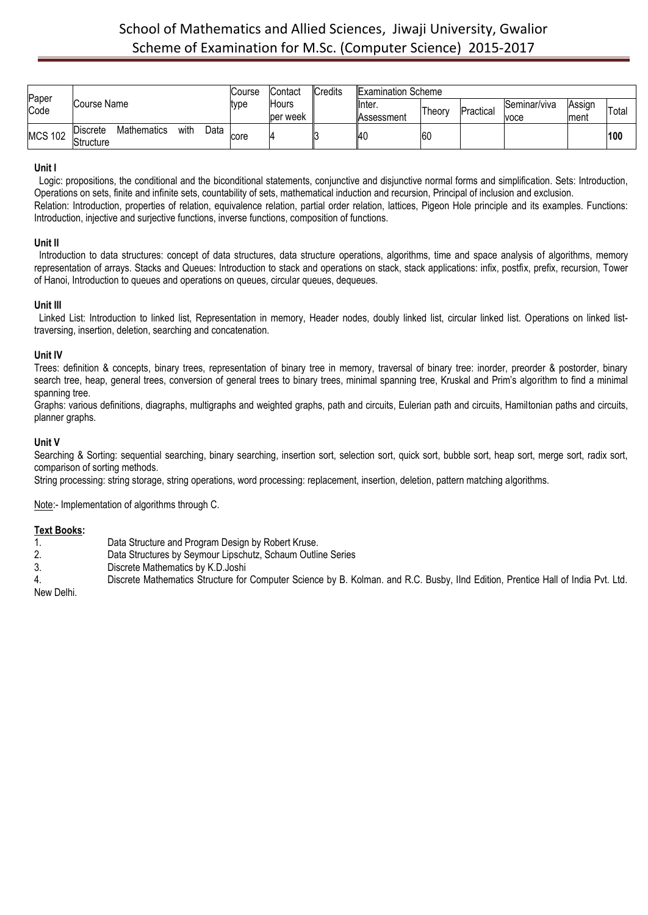# School of Mathematics and Allied Sciences, Jiwaji University, Gwalior
## Scheme of Examination for M.Sc. (Computer Science) 2015-2017

| Paper Code | Course Name | Course type | Contact Hours per week | Credits | Examination Scheme | | | | | | |
|---|---|---|---|---|---|---|---|---|---|---|---|
| | | | | | Inter. Assessment | Theory | Practical | Seminar/viva voce | Assign ment | Total |
| MCS 102 | Discrete Mathematics with Data Structure | core | 4 | 3 | 40 | 60 | | | | **100** |

**Unit I**

Logic: propositions, the conditional and the biconditional statements, conjunctive and disjunctive normal forms and simplification. Sets: Introduction, Operations on sets, finite and infinite sets, countability of sets, mathematical induction and recursion, Principal of inclusion and exclusion.
Relation: Introduction, properties of relation, equivalence relation, partial order relation, lattices, Pigeon Hole principle and its examples. Functions: Introduction, injective and surjective functions, inverse functions, composition of functions.

**Unit II**

Introduction to data structures: concept of data structures, data structure operations, algorithms, time and space analysis of algorithms, memory representation of arrays. Stacks and Queues: Introduction to stack and operations on stack, stack applications: infix, postfix, prefix, recursion, Tower of Hanoi, Introduction to queues and operations on queues, circular queues, dequeues.

**Unit III**

Linked List: Introduction to linked list, Representation in memory, Header nodes, doubly linked list, circular linked list. Operations on linked list-traversing, insertion, deletion, searching and concatenation.

**Unit IV**

Trees: definition & concepts, binary trees, representation of binary tree in memory, traversal of binary tree: inorder, preorder & postorder, binary search tree, heap, general trees, conversion of general trees to binary trees, minimal spanning tree, Kruskal and Prim's algorithm to find a minimal spanning tree.
Graphs: various definitions, diagraphs, multigraphs and weighted graphs, path and circuits, Eulerian path and circuits, Hamiltonian paths and circuits, planner graphs.

**Unit V**

Searching & Sorting: sequential searching, binary searching, insertion sort, selection sort, quick sort, bubble sort, heap sort, merge sort, radix sort, comparison of sorting methods.
String processing: string storage, string operations, word processing: replacement, insertion, deletion, pattern matching algorithms.

Note:- Implementation of algorithms through C.

**Text Books:**

1. Data Structure and Program Design by Robert Kruse.
2. Data Structures by Seymour Lipschutz, Schaum Outline Series
3. Discrete Mathematics by K.D.Joshi
4. Discrete Mathematics Structure for Computer Science by B. Kolman. and R.C. Busby, IInd Edition, Prentice Hall of India Pvt. Ltd. New Delhi.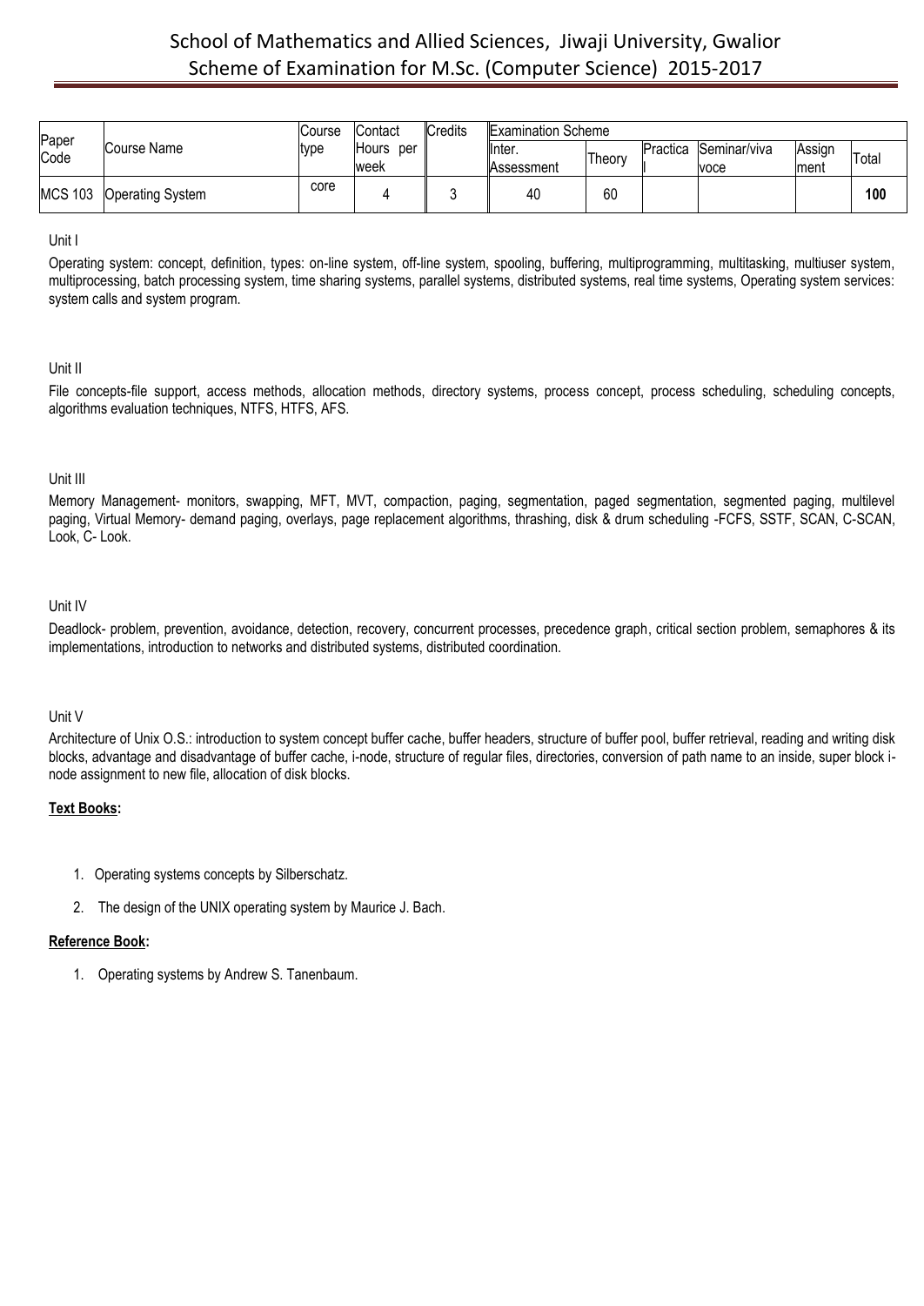| Paper Code | Course Name | Course type | Contact Hours per week | Credits | Examination Scheme | | | | | |
|---|---|---|---|---|---|---|---|---|---|---|
| | | | | | Inter. Assessment | Theory | Practical | Seminar/viva voce | Assign ment | Total |
| MCS 103 | Operating System | core | 4 | 3 | 40 | 60 | | | | **100** |

Unit I

Operating system: concept, definition, types: on-line system, off-line system, spooling, buffering, multiprogramming, multitasking, multiuser system, multiprocessing, batch processing system, time sharing systems, parallel systems, distributed systems, real time systems, Operating system services: system calls and system program.

Unit II

File concepts-file support, access methods, allocation methods, directory systems, process concept, process scheduling, scheduling concepts, algorithms evaluation techniques, NTFS, HTFS, AFS.

Unit III

Memory Management- monitors, swapping, MFT, MVT, compaction, paging, segmentation, paged segmentation, segmented paging, multilevel paging, Virtual Memory- demand paging, overlays, page replacement algorithms, thrashing, disk & drum scheduling -FCFS, SSTF, SCAN, C-SCAN, Look, C- Look.

Unit IV

Deadlock- problem, prevention, avoidance, detection, recovery, concurrent processes, precedence graph, critical section problem, semaphores & its implementations, introduction to networks and distributed systems, distributed coordination.

Unit V

Architecture of Unix O.S.: introduction to system concept buffer cache, buffer headers, structure of buffer pool, buffer retrieval, reading and writing disk blocks, advantage and disadvantage of buffer cache, i-node, structure of regular files, directories, conversion of path name to an inside, super block i-node assignment to new file, allocation of disk blocks.

**Text Books:**

1. Operating systems concepts by Silberschatz.
2. The design of the UNIX operating system by Maurice J. Bach.

**Reference Book:**

1. Operating systems by Andrew S. Tanenbaum.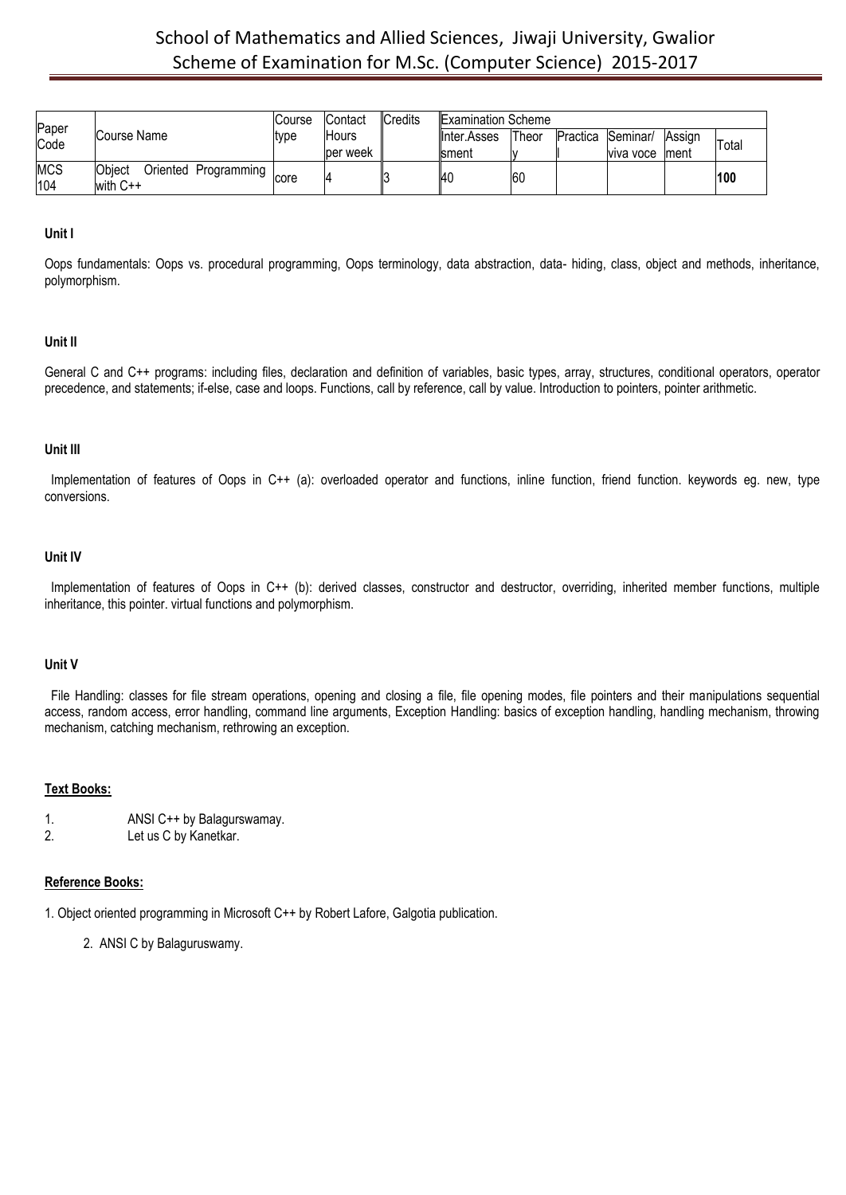| Paper Code | Course Name | Course type | Contact Hours per week | Credits | Examination Scheme | | | | | |
|---|---|---|---|---|---|---|---|---|---|---|
| | | | | | Inter.Assessment | Theory | Practical | Seminar/ viva voce | Assignment | Total |
| MCS 104 | Object Oriented Programming with C++ | core | 4 | 3 | 40 | 60 | | | | **100** |

**Unit I**

Oops fundamentals: Oops vs. procedural programming, Oops terminology, data abstraction, data- hiding, class, object and methods, inheritance, polymorphism.

**Unit II**

General C and C++ programs: including files, declaration and definition of variables, basic types, array, structures, conditional operators, operator precedence, and statements; if-else, case and loops. Functions, call by reference, call by value. Introduction to pointers, pointer arithmetic.

**Unit III**

Implementation of features of Oops in C++ (a): overloaded operator and functions, inline function, friend function. keywords eg. new, type conversions.

**Unit IV**

Implementation of features of Oops in C++ (b): derived classes, constructor and destructor, overriding, inherited member functions, multiple inheritance, this pointer. virtual functions and polymorphism.

**Unit V**

File Handling: classes for file stream operations, opening and closing a file, file opening modes, file pointers and their manipulations sequential access, random access, error handling, command line arguments, Exception Handling: basics of exception handling, handling mechanism, throwing mechanism, catching mechanism, rethrowing an exception.

**Text Books:**

1. ANSI C++ by Balagurswamay.
2. Let us C by Kanetkar.

**Reference Books:**

1. Object oriented programming in Microsoft C++ by Robert Lafore, Galgotia publication.
2. ANSI C by Balaguruswamy.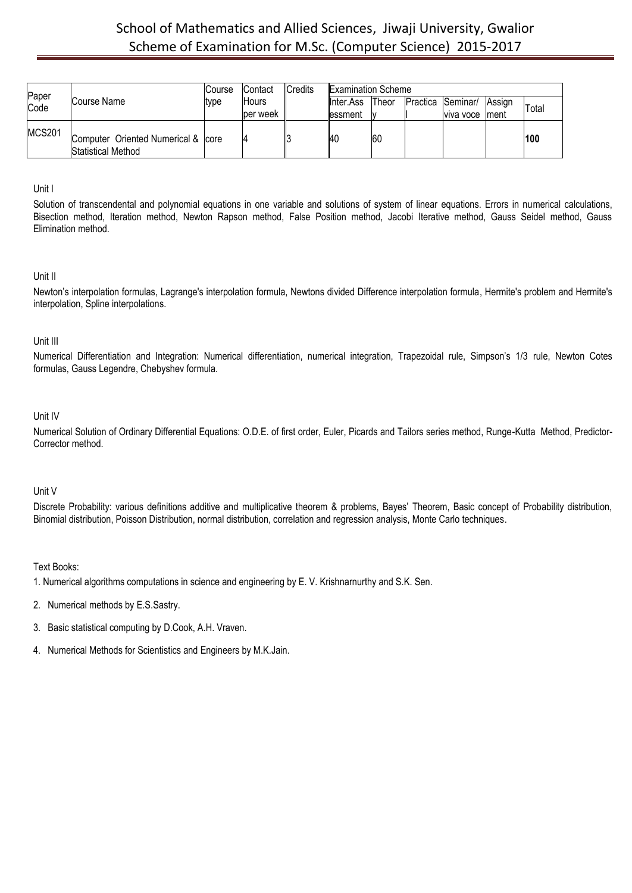# School of Mathematics and Allied Sciences, Jiwaji University, Gwalior
## Scheme of Examination for M.Sc. (Computer Science) 2015-2017

| Paper Code | Course Name | Course type | Contact Hours per week | Credits | Examination Scheme | | | | | |
|---|---|---|---|---|---|---|---|---|---|---|
| | | | | | Inter.Assessment | Theory | Practical | Seminar/ viva voce | Assignment | Total |
| MCS201 | Computer Oriented Numerical & Statistical Method | core | 4 | 3 | 40 | 60 | | | | **100** |

Unit I

Solution of transcendental and polynomial equations in one variable and solutions of system of linear equations. Errors in numerical calculations, Bisection method, Iteration method, Newton Rapson method, False Position method, Jacobi Iterative method, Gauss Seidel method, Gauss Elimination method.

Unit II

Newton's interpolation formulas, Lagrange's interpolation formula, Newtons divided Difference interpolation formula, Hermite's problem and Hermite's interpolation, Spline interpolations.

Unit III

Numerical Differentiation and Integration: Numerical differentiation, numerical integration, Trapezoidal rule, Simpson's 1/3 rule, Newton Cotes formulas, Gauss Legendre, Chebyshev formula.

Unit IV

Numerical Solution of Ordinary Differential Equations: O.D.E. of first order, Euler, Picards and Tailors series method, Runge-Kutta Method, Predictor-Corrector method.

Unit V

Discrete Probability: various definitions additive and multiplicative theorem & problems, Bayes' Theorem, Basic concept of Probability distribution, Binomial distribution, Poisson Distribution, normal distribution, correlation and regression analysis, Monte Carlo techniques.

Text Books:

1. Numerical algorithms computations in science and engineering by E. V. Krishnarnurthy and S.K. Sen.
2. Numerical methods by E.S.Sastry.
3. Basic statistical computing by D.Cook, A.H. Vraven.
4. Numerical Methods for Scientistics and Engineers by M.K.Jain.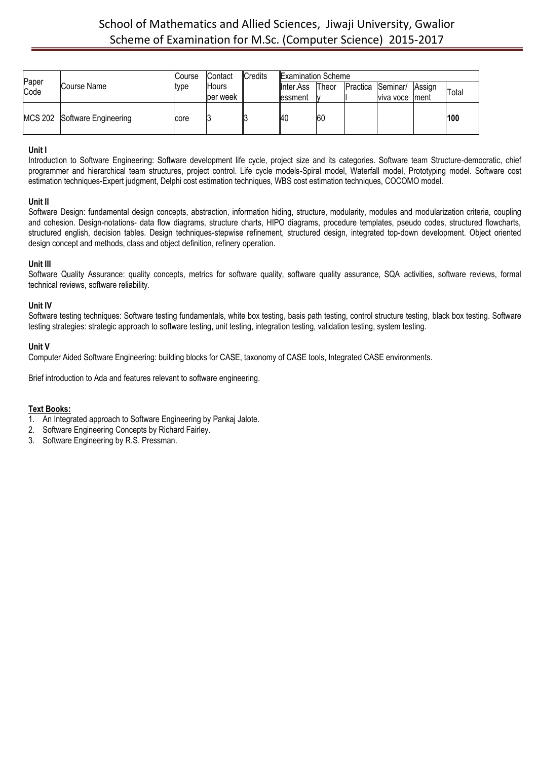| Paper Code | Course Name | Course type | Contact Hours per week | Credits | Examination Scheme | | | | | |
|---|---|---|---|---|---|---|---|---|---|---|
| | | | | | Inter.Assessment | Theory | Practical | Seminar/ viva voce | Assignment | Total |
| MCS 202 | Software Engineering | core | 3 | 3 | 40 | 60 | | | | **100** |

**Unit I**

Introduction to Software Engineering: Software development life cycle, project size and its categories. Software team Structure-democratic, chief programmer and hierarchical team structures, project control. Life cycle models-Spiral model, Waterfall model, Prototyping model. Software cost estimation techniques-Expert judgment, Delphi cost estimation techniques, WBS cost estimation techniques, COCOMO model.

**Unit II**

Software Design: fundamental design concepts, abstraction, information hiding, structure, modularity, modules and modularization criteria, coupling and cohesion. Design-notations- data flow diagrams, structure charts, HIPO diagrams, procedure templates, pseudo codes, structured flowcharts, structured english, decision tables. Design techniques-stepwise refinement, structured design, integrated top-down development. Object oriented design concept and methods, class and object definition, refinery operation.

**Unit III**

Software Quality Assurance: quality concepts, metrics for software quality, software quality assurance, SQA activities, software reviews, formal technical reviews, software reliability.

**Unit IV**

Software testing techniques: Software testing fundamentals, white box testing, basis path testing, control structure testing, black box testing. Software testing strategies: strategic approach to software testing, unit testing, integration testing, validation testing, system testing.

**Unit V**

Computer Aided Software Engineering: building blocks for CASE, taxonomy of CASE tools, Integrated CASE environments.

Brief introduction to Ada and features relevant to software engineering.

**Text Books:**

1. An Integrated approach to Software Engineering by Pankaj Jalote.
2. Software Engineering Concepts by Richard Fairley.
3. Software Engineering by R.S. Pressman.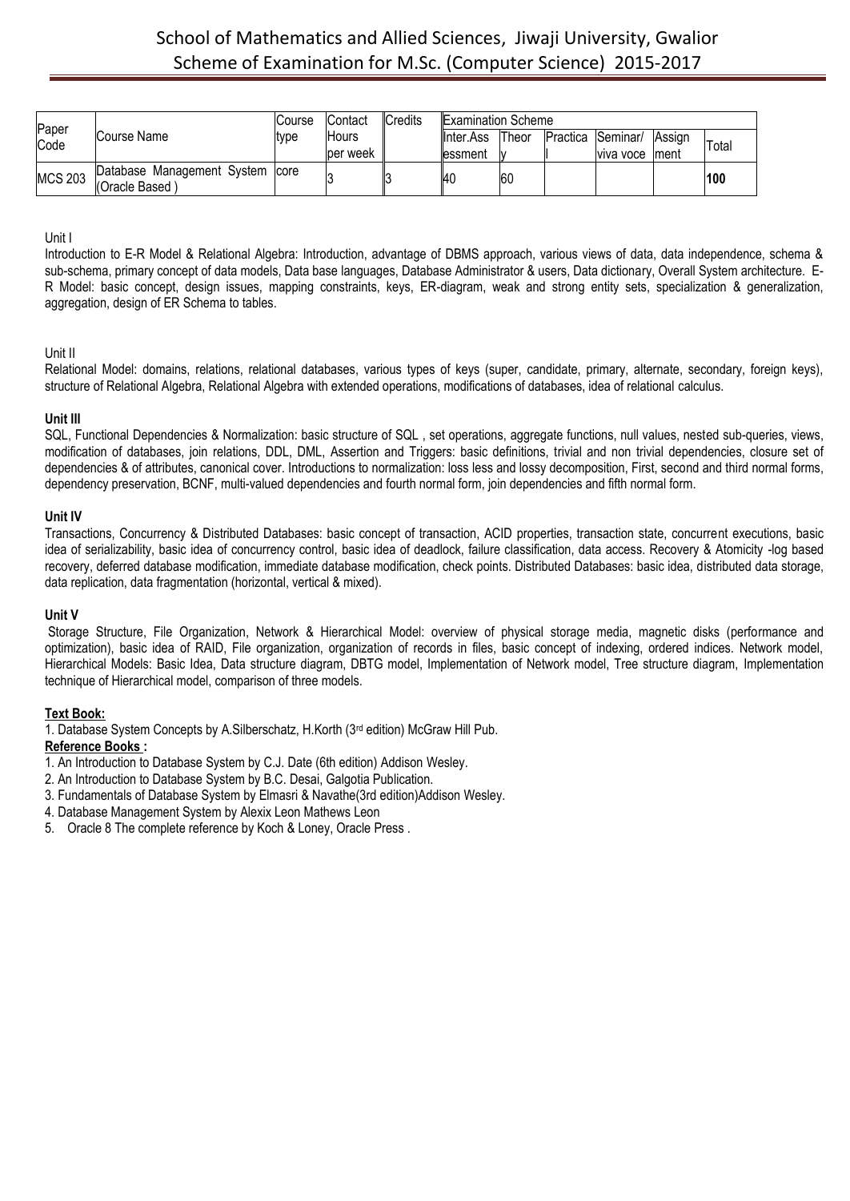| Paper Code | Course Name | Course type | Contact Hours per week | Credits | Examination Scheme | | | | | |
|---|---|---|---|---|---|---|---|---|---|---|
| | | | | | Inter.Assessment | Theory | Practical | Seminar/ viva voce | Assignment | Total |
| MCS 203 | Database Management System (Oracle Based ) | core | 3 | 3 | 40 | 60 | | | | **100** |

Unit I

Introduction to E-R Model & Relational Algebra: Introduction, advantage of DBMS approach, various views of data, data independence, schema & sub-schema, primary concept of data models, Data base languages, Database Administrator & users, Data dictionary, Overall System architecture. E-R Model: basic concept, design issues, mapping constraints, keys, ER-diagram, weak and strong entity sets, specialization & generalization, aggregation, design of ER Schema to tables.

Unit II

Relational Model: domains, relations, relational databases, various types of keys (super, candidate, primary, alternate, secondary, foreign keys), structure of Relational Algebra, Relational Algebra with extended operations, modifications of databases, idea of relational calculus.

**Unit III**

SQL, Functional Dependencies & Normalization: basic structure of SQL , set operations, aggregate functions, null values, nested sub-queries, views, modification of databases, join relations, DDL, DML, Assertion and Triggers: basic definitions, trivial and non trivial dependencies, closure set of dependencies & of attributes, canonical cover. Introductions to normalization: loss less and lossy decomposition, First, second and third normal forms, dependency preservation, BCNF, multi-valued dependencies and fourth normal form, join dependencies and fifth normal form.

**Unit IV**

Transactions, Concurrency & Distributed Databases: basic concept of transaction, ACID properties, transaction state, concurrent executions, basic idea of serializability, basic idea of concurrency control, basic idea of deadlock, failure classification, data access. Recovery & Atomicity -log based recovery, deferred database modification, immediate database modification, check points. Distributed Databases: basic idea, distributed data storage, data replication, data fragmentation (horizontal, vertical & mixed).

**Unit V**

Storage Structure, File Organization, Network & Hierarchical Model: overview of physical storage media, magnetic disks (performance and optimization), basic idea of RAID, File organization, organization of records in files, basic concept of indexing, ordered indices. Network model, Hierarchical Models: Basic Idea, Data structure diagram, DBTG model, Implementation of Network model, Tree structure diagram, Implementation technique of Hierarchical model, comparison of three models.

**Text Book:**

1. Database System Concepts by A.Silberschatz, H.Korth (3rd edition) McGraw Hill Pub.

**Reference Books :**

1. An Introduction to Database System by C.J. Date (6th edition) Addison Wesley.
2. An Introduction to Database System by B.C. Desai, Galgotia Publication.
3. Fundamentals of Database System by Elmasri & Navathe(3rd edition)Addison Wesley.
4. Database Management System by Alexix Leon Mathews Leon
5. Oracle 8 The complete reference by Koch & Loney, Oracle Press .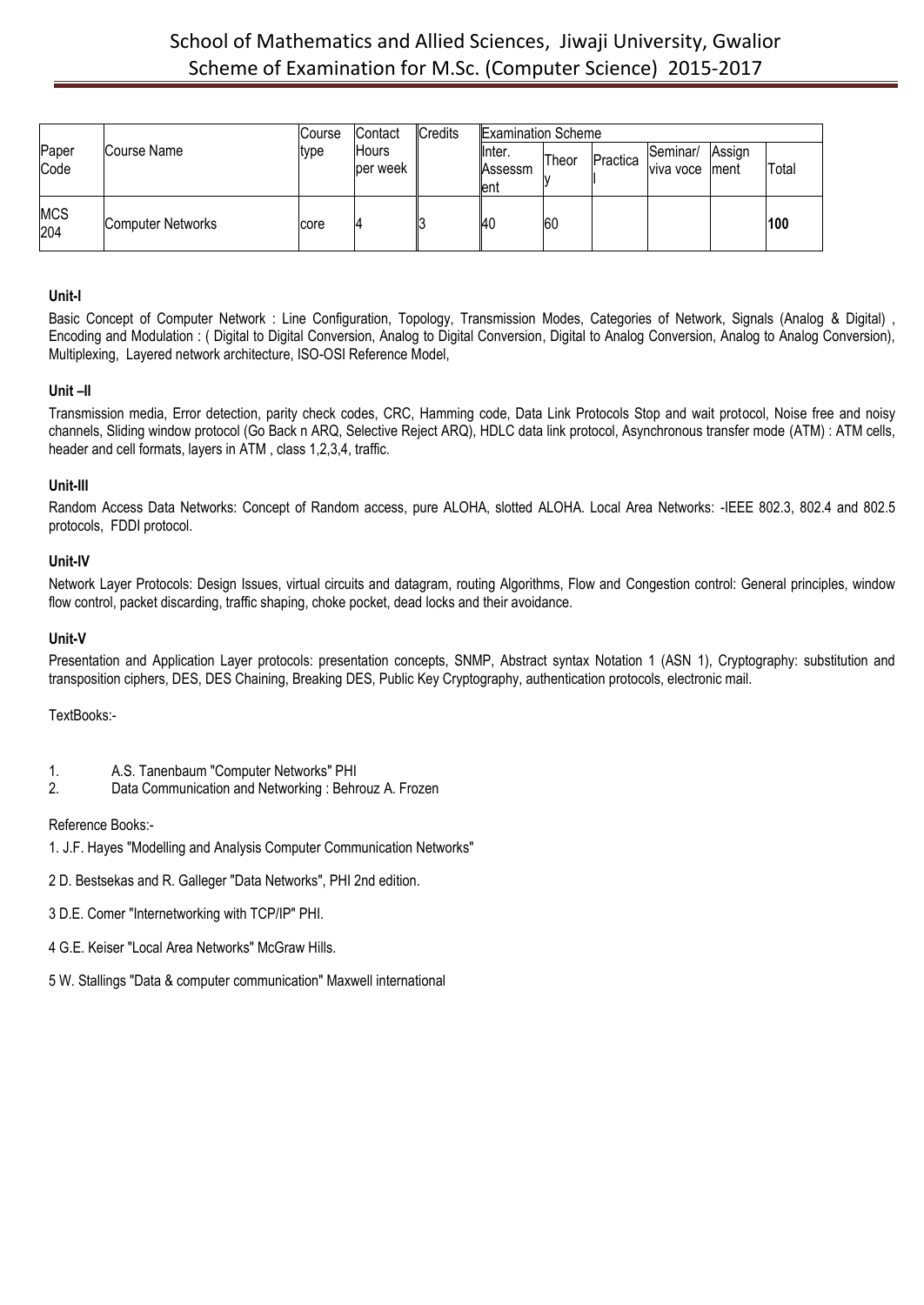# School of Mathematics and Allied Sciences, Jiwaji University, Gwalior
## Scheme of Examination for M.Sc. (Computer Science) 2015-2017

| Paper Code | Course Name | Course type | Contact Hours per week | Credits | Examination Scheme | | | | | |
|---|---|---|---|---|---|---|---|---|---|---|
| | | | | | Inter. Assessment | Theory | Practical | Seminar/ viva voce | Assignment | Total |
| MCS 204 | Computer Networks | core | 4 | 3 | 40 | 60 | | | | **100** |

**Unit-I**

Basic Concept of Computer Network : Line Configuration, Topology, Transmission Modes, Categories of Network, Signals (Analog & Digital) , Encoding and Modulation : ( Digital to Digital Conversion, Analog to Digital Conversion, Digital to Analog Conversion, Analog to Analog Conversion), Multiplexing, Layered network architecture, ISO-OSI Reference Model,

**Unit –II**

Transmission media, Error detection, parity check codes, CRC, Hamming code, Data Link Protocols Stop and wait protocol, Noise free and noisy channels, Sliding window protocol (Go Back n ARQ, Selective Reject ARQ), HDLC data link protocol, Asynchronous transfer mode (ATM) : ATM cells, header and cell formats, layers in ATM , class 1,2,3,4, traffic.

**Unit-III**

Random Access Data Networks: Concept of Random access, pure ALOHA, slotted ALOHA. Local Area Networks: -IEEE 802.3, 802.4 and 802.5 protocols, FDDI protocol.

**Unit-IV**

Network Layer Protocols: Design Issues, virtual circuits and datagram, routing Algorithms, Flow and Congestion control: General principles, window flow control, packet discarding, traffic shaping, choke pocket, dead locks and their avoidance.

**Unit-V**

Presentation and Application Layer protocols: presentation concepts, SNMP, Abstract syntax Notation 1 (ASN 1), Cryptography: substitution and transposition ciphers, DES, DES Chaining, Breaking DES, Public Key Cryptography, authentication protocols, electronic mail.

TextBooks:-

1. A.S. Tanenbaum "Computer Networks" PHI
2. Data Communication and Networking : Behrouz A. Frozen

Reference Books:-

1. J.F. Hayes "Modelling and Analysis Computer Communication Networks"

2 D. Bestsekas and R. Galleger "Data Networks", PHI 2nd edition.

3 D.E. Comer "Internetworking with TCP/IP" PHI.

4 G.E. Keiser "Local Area Networks" McGraw Hills.

5 W. Stallings "Data & computer communication" Maxwell international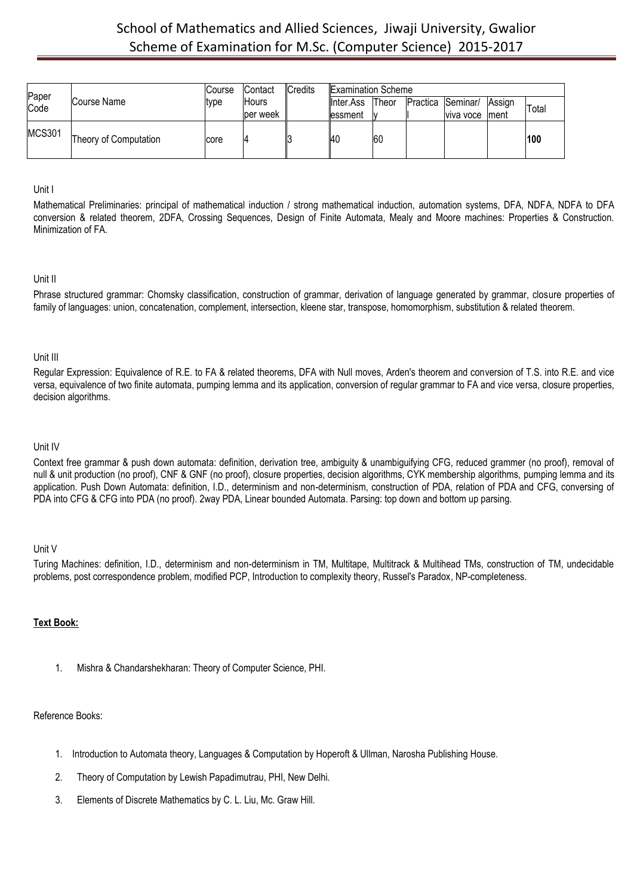# School of Mathematics and Allied Sciences, Jiwaji University, Gwalior
# Scheme of Examination for M.Sc. (Computer Science) 2015-2017

| Paper Code | Course Name | Course type | Contact Hours per week | Credits | Examination Scheme | | | | | |
|---|---|---|---|---|---|---|---|---|---|---|
| | | | | | Inter.Assessment | Theory | Practical | Seminar/ viva voce | Assignment | Total |
| MCS301 | Theory of Computation | core | 4 | 3 | 40 | 60 | | | | **100** |

Unit I

Mathematical Preliminaries: principal of mathematical induction / strong mathematical induction, automation systems, DFA, NDFA, NDFA to DFA conversion & related theorem, 2DFA, Crossing Sequences, Design of Finite Automata, Mealy and Moore machines: Properties & Construction. Minimization of FA.

Unit II

Phrase structured grammar: Chomsky classification, construction of grammar, derivation of language generated by grammar, closure properties of family of languages: union, concatenation, complement, intersection, kleene star, transpose, homomorphism, substitution & related theorem.

Unit III

Regular Expression: Equivalence of R.E. to FA & related theorems, DFA with Null moves, Arden's theorem and conversion of T.S. into R.E. and vice versa, equivalence of two finite automata, pumping lemma and its application, conversion of regular grammar to FA and vice versa, closure properties, decision algorithms.

Unit IV

Context free grammar & push down automata: definition, derivation tree, ambiguity & unambiguifying CFG, reduced grammer (no proof), removal of null & unit production (no proof), CNF & GNF (no proof), closure properties, decision algorithms, CYK membership algorithms, pumping lemma and its application. Push Down Automata: definition, I.D., determinism and non-determinism, construction of PDA, relation of PDA and CFG, conversing of PDA into CFG & CFG into PDA (no proof). 2way PDA, Linear bounded Automata. Parsing: top down and bottom up parsing.

Unit V

Turing Machines: definition, I.D., determinism and non-determinism in TM, Multitape, Multitrack & Multihead TMs, construction of TM, undecidable problems, post correspondence problem, modified PCP, Introduction to complexity theory, Russel's Paradox, NP-completeness.

**Text Book:**

1. Mishra & Chandarshekharan: Theory of Computer Science, PHI.

Reference Books:

1. Introduction to Automata theory, Languages & Computation by Hoperoft & Ullman, Narosha Publishing House.
2. Theory of Computation by Lewish Papadimutrau, PHI, New Delhi.
3. Elements of Discrete Mathematics by C. L. Liu, Mc. Graw Hill.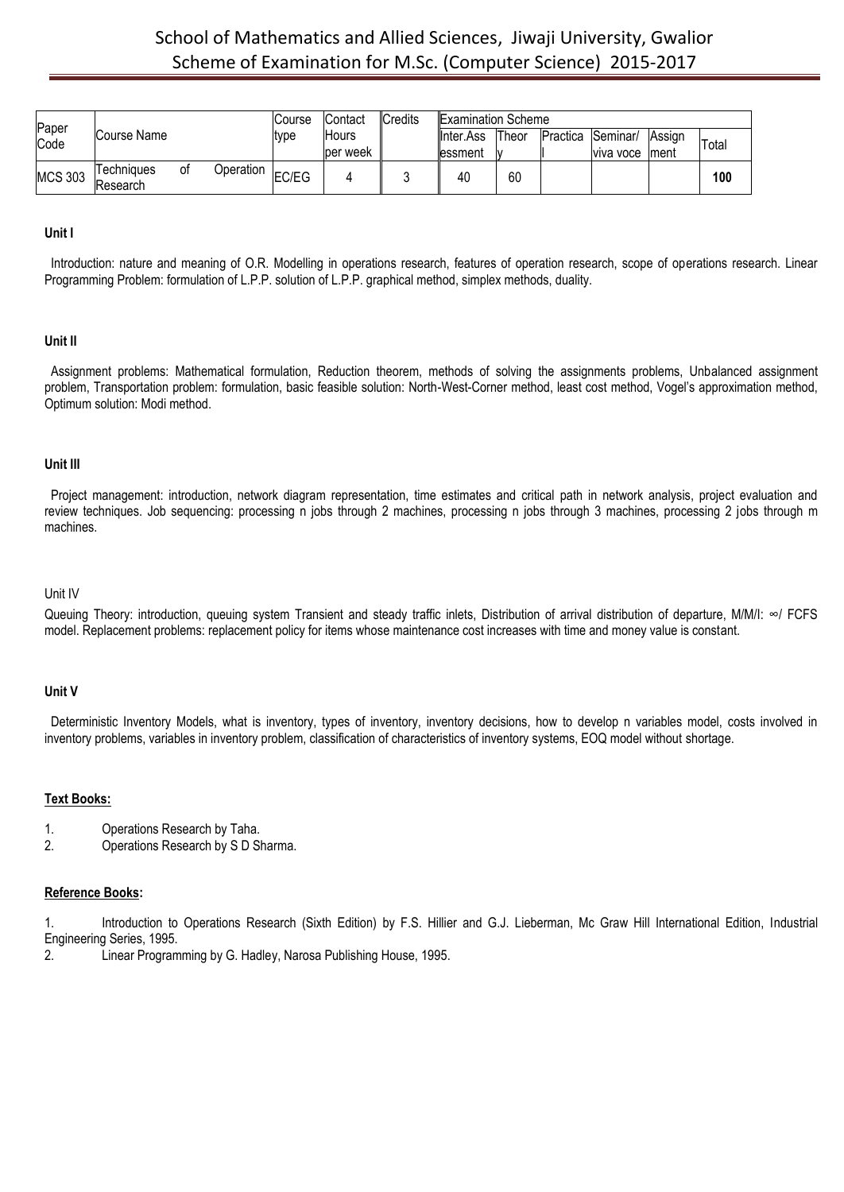| Paper Code | Course Name | Course type | Contact Hours per week | Credits | Examination Scheme | | | | | |
|---|---|---|---|---|---|---|---|---|---|---|
| | | | | | Inter.Assessment | Theory | Practical | Seminar/ viva voce | Assignment | Total |
| MCS 303 | Techniques of Operation Research | EC/EG | 4 | 3 | 40 | 60 | | | | **100** |

**Unit I**

Introduction: nature and meaning of O.R. Modelling in operations research, features of operation research, scope of operations research. Linear Programming Problem: formulation of L.P.P. solution of L.P.P. graphical method, simplex methods, duality.

**Unit II**

Assignment problems: Mathematical formulation, Reduction theorem, methods of solving the assignments problems, Unbalanced assignment problem, Transportation problem: formulation, basic feasible solution: North-West-Corner method, least cost method, Vogel's approximation method, Optimum solution: Modi method.

**Unit III**

Project management: introduction, network diagram representation, time estimates and critical path in network analysis, project evaluation and review techniques. Job sequencing: processing n jobs through 2 machines, processing n jobs through 3 machines, processing 2 jobs through m machines.

Unit IV

Queuing Theory: introduction, queuing system Transient and steady traffic inlets, Distribution of arrival distribution of departure, M/M/I: ∞/ FCFS model. Replacement problems: replacement policy for items whose maintenance cost increases with time and money value is constant.

**Unit V**

Deterministic Inventory Models, what is inventory, types of inventory, inventory decisions, how to develop n variables model, costs involved in inventory problems, variables in inventory problem, classification of characteristics of inventory systems, EOQ model without shortage.

**Text Books:**

1. Operations Research by Taha.
2. Operations Research by S D Sharma.

**Reference Books:**

1. Introduction to Operations Research (Sixth Edition) by F.S. Hillier and G.J. Lieberman, Mc Graw Hill International Edition, Industrial Engineering Series, 1995.
2. Linear Programming by G. Hadley, Narosa Publishing House, 1995.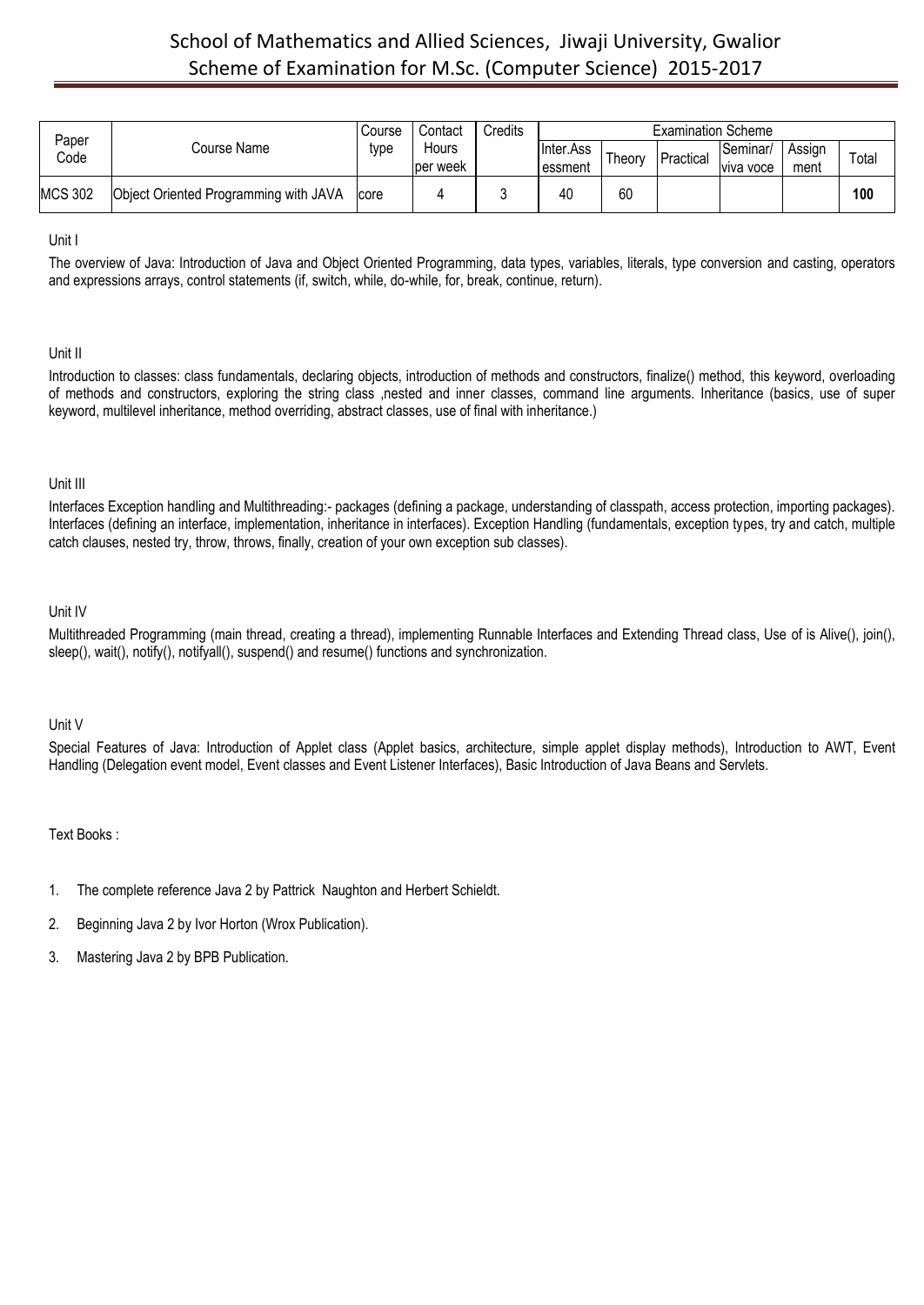| Paper Code | Course Name | Course type | Contact Hours per week | Credits | Examination Scheme | | | | | |
|---|---|---|---|---|---|---|---|---|---|---|
| | | | | | Inter.Assessment | Theory | Practical | Seminar/ viva voce | Assign ment | Total |
| MCS 302 | Object Oriented Programming with JAVA | core | 4 | 3 | 40 | 60 | | | | **100** |

Unit I

The overview of Java: Introduction of Java and Object Oriented Programming, data types, variables, literals, type conversion and casting, operators and expressions arrays, control statements (if, switch, while, do-while, for, break, continue, return).

Unit II

Introduction to classes: class fundamentals, declaring objects, introduction of methods and constructors, finalize() method, this keyword, overloading of methods and constructors, exploring the string class ,nested and inner classes, command line arguments. Inheritance (basics, use of super keyword, multilevel inheritance, method overriding, abstract classes, use of final with inheritance.)

Unit III

Interfaces Exception handling and Multithreading:- packages (defining a package, understanding of classpath, access protection, importing packages). Interfaces (defining an interface, implementation, inheritance in interfaces). Exception Handling (fundamentals, exception types, try and catch, multiple catch clauses, nested try, throw, throws, finally, creation of your own exception sub classes).

Unit IV

Multithreaded Programming (main thread, creating a thread), implementing Runnable Interfaces and Extending Thread class, Use of is Alive(), join(), sleep(), wait(), notify(), notifyall(), suspend() and resume() functions and synchronization.

Unit V

Special Features of Java: Introduction of Applet class (Applet basics, architecture, simple applet display methods), Introduction to AWT, Event Handling (Delegation event model, Event classes and Event Listener Interfaces), Basic Introduction of Java Beans and Servlets.

Text Books :

1. The complete reference Java 2 by Pattrick Naughton and Herbert Schieldt.
2. Beginning Java 2 by Ivor Horton (Wrox Publication).
3. Mastering Java 2 by BPB Publication.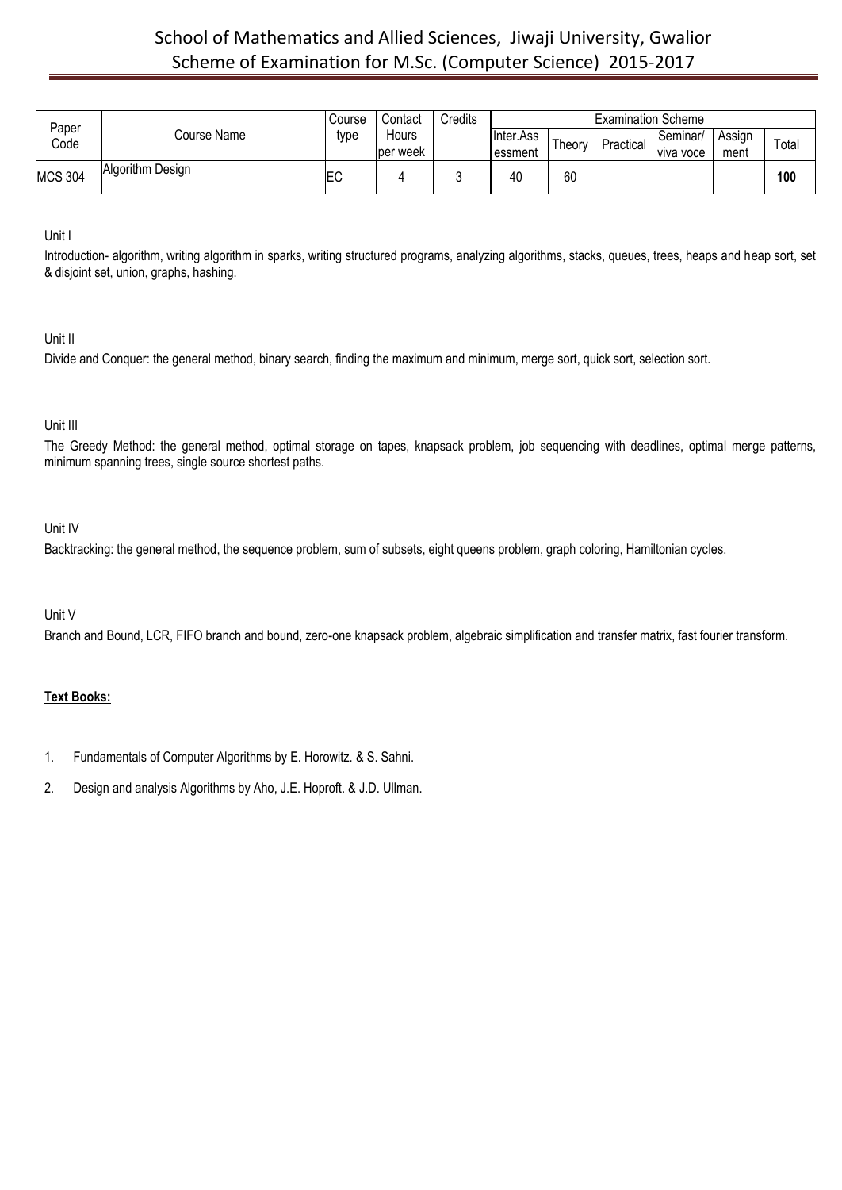| Paper Code | Course Name | Course type | Contact Hours per week | Credits | Examination Scheme | | | | | |
|---|---|---|---|---|---|---|---|---|---|---|
| | | | | | Inter.Assessment | Theory | Practical | Seminar/ viva voce | Assignment | Total |
| MCS 304 | Algorithm Design | EC | 4 | 3 | 40 | 60 | | | | **100** |

Unit I

Introduction- algorithm, writing algorithm in sparks, writing structured programs, analyzing algorithms, stacks, queues, trees, heaps and heap sort, set & disjoint set, union, graphs, hashing.

Unit II

Divide and Conquer: the general method, binary search, finding the maximum and minimum, merge sort, quick sort, selection sort.

Unit III

The Greedy Method: the general method, optimal storage on tapes, knapsack problem, job sequencing with deadlines, optimal merge patterns, minimum spanning trees, single source shortest paths.

Unit IV

Backtracking: the general method, the sequence problem, sum of subsets, eight queens problem, graph coloring, Hamiltonian cycles.

Unit V

Branch and Bound, LCR, FIFO branch and bound, zero-one knapsack problem, algebraic simplification and transfer matrix, fast fourier transform.

**Text Books:**

1. Fundamentals of Computer Algorithms by E. Horowitz. & S. Sahni.
2. Design and analysis Algorithms by Aho, J.E. Hoproft. & J.D. Ullman.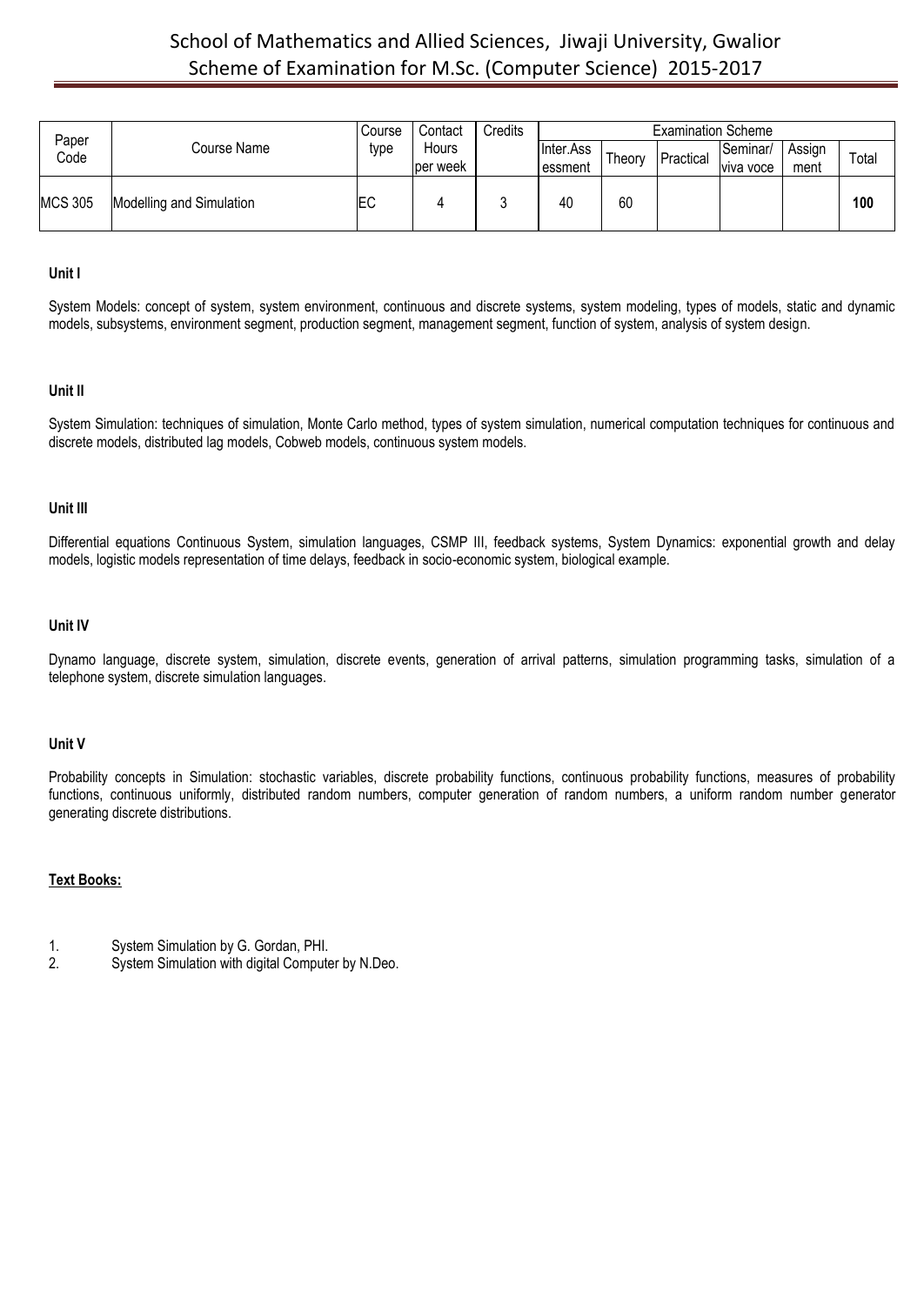| Paper Code | Course Name | Course type | Contact Hours per week | Credits | Examination Scheme | | | | | |
|---|---|---|---|---|---|---|---|---|---|---|
| | | | | | Inter.Assessment | Theory | Practical | Seminar/ viva voce | Assignment | Total |
| MCS 305 | Modelling and Simulation | EC | 4 | 3 | 40 | 60 | | | | **100** |

**Unit I**

System Models: concept of system, system environment, continuous and discrete systems, system modeling, types of models, static and dynamic models, subsystems, environment segment, production segment, management segment, function of system, analysis of system design.

**Unit II**

System Simulation: techniques of simulation, Monte Carlo method, types of system simulation, numerical computation techniques for continuous and discrete models, distributed lag models, Cobweb models, continuous system models.

**Unit III**

Differential equations Continuous System, simulation languages, CSMP III, feedback systems, System Dynamics: exponential growth and delay models, logistic models representation of time delays, feedback in socio-economic system, biological example.

**Unit IV**

Dynamo language, discrete system, simulation, discrete events, generation of arrival patterns, simulation programming tasks, simulation of a telephone system, discrete simulation languages.

**Unit V**

Probability concepts in Simulation: stochastic variables, discrete probability functions, continuous probability functions, measures of probability functions, continuous uniformly, distributed random numbers, computer generation of random numbers, a uniform random number generator generating discrete distributions.

**Text Books:**

1. System Simulation by G. Gordan, PHI.
2. System Simulation with digital Computer by N.Deo.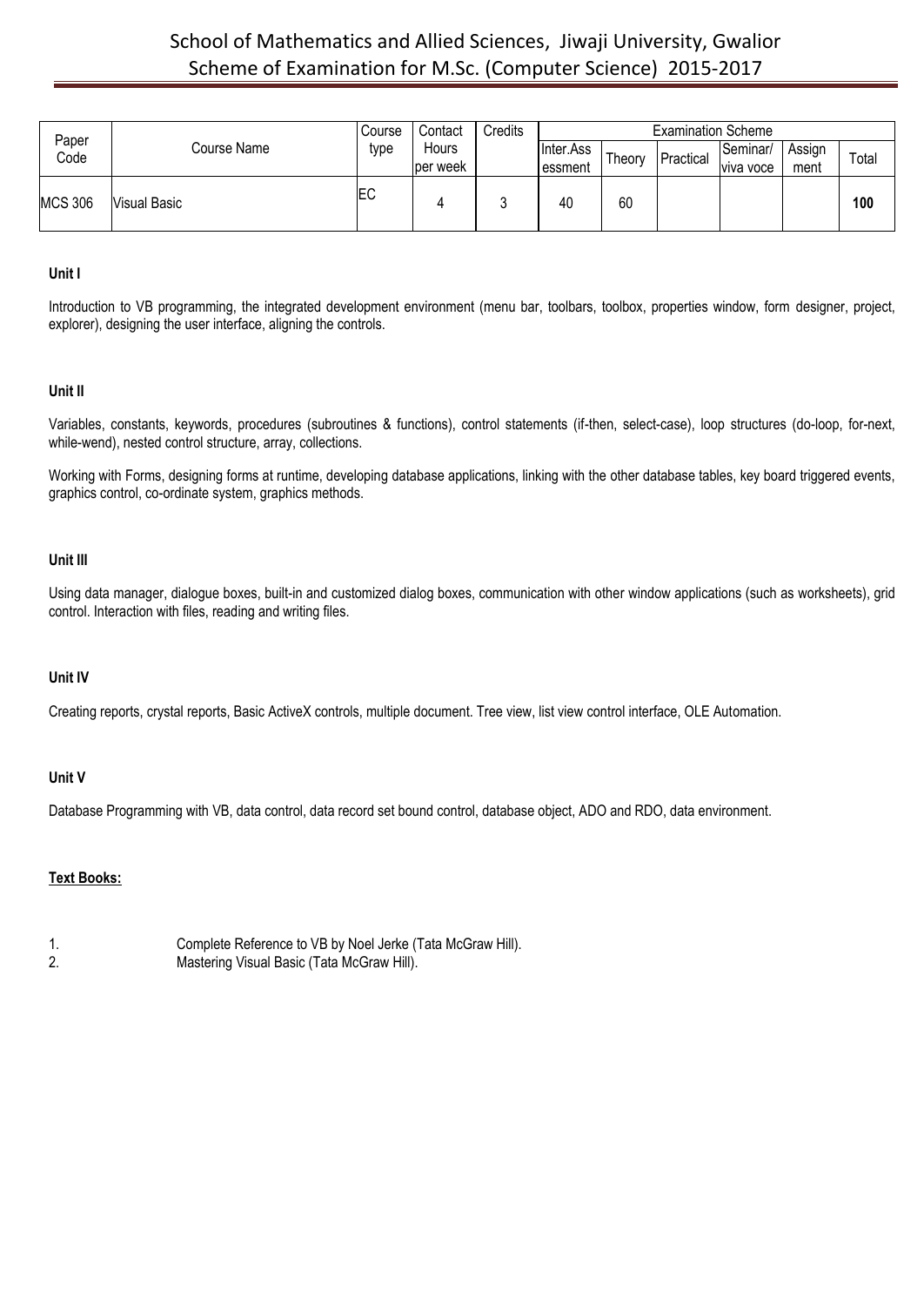| Paper Code | Course Name | Course type | Contact Hours per week | Credits | Examination Scheme | | | | | |
|---|---|---|---|---|---|---|---|---|---|---|
| | | | | | Inter.Ass essment | Theory | Practical | Seminar/ viva voce | Assign ment | Total |
| MCS 306 | Visual Basic | EC | 4 | 3 | 40 | 60 | | | | **100** |

**Unit I**

Introduction to VB programming, the integrated development environment (menu bar, toolbars, toolbox, properties window, form designer, project, explorer), designing the user interface, aligning the controls.

**Unit II**

Variables, constants, keywords, procedures (subroutines & functions), control statements (if-then, select-case), loop structures (do-loop, for-next, while-wend), nested control structure, array, collections.

Working with Forms, designing forms at runtime, developing database applications, linking with the other database tables, key board triggered events, graphics control, co-ordinate system, graphics methods.

**Unit III**

Using data manager, dialogue boxes, built-in and customized dialog boxes, communication with other window applications (such as worksheets), grid control. Interaction with files, reading and writing files.

**Unit IV**

Creating reports, crystal reports, Basic ActiveX controls, multiple document. Tree view, list view control interface, OLE Automation.

**Unit V**

Database Programming with VB, data control, data record set bound control, database object, ADO and RDO, data environment.

**Text Books:**

1. Complete Reference to VB by Noel Jerke (Tata McGraw Hill).
2. Mastering Visual Basic (Tata McGraw Hill).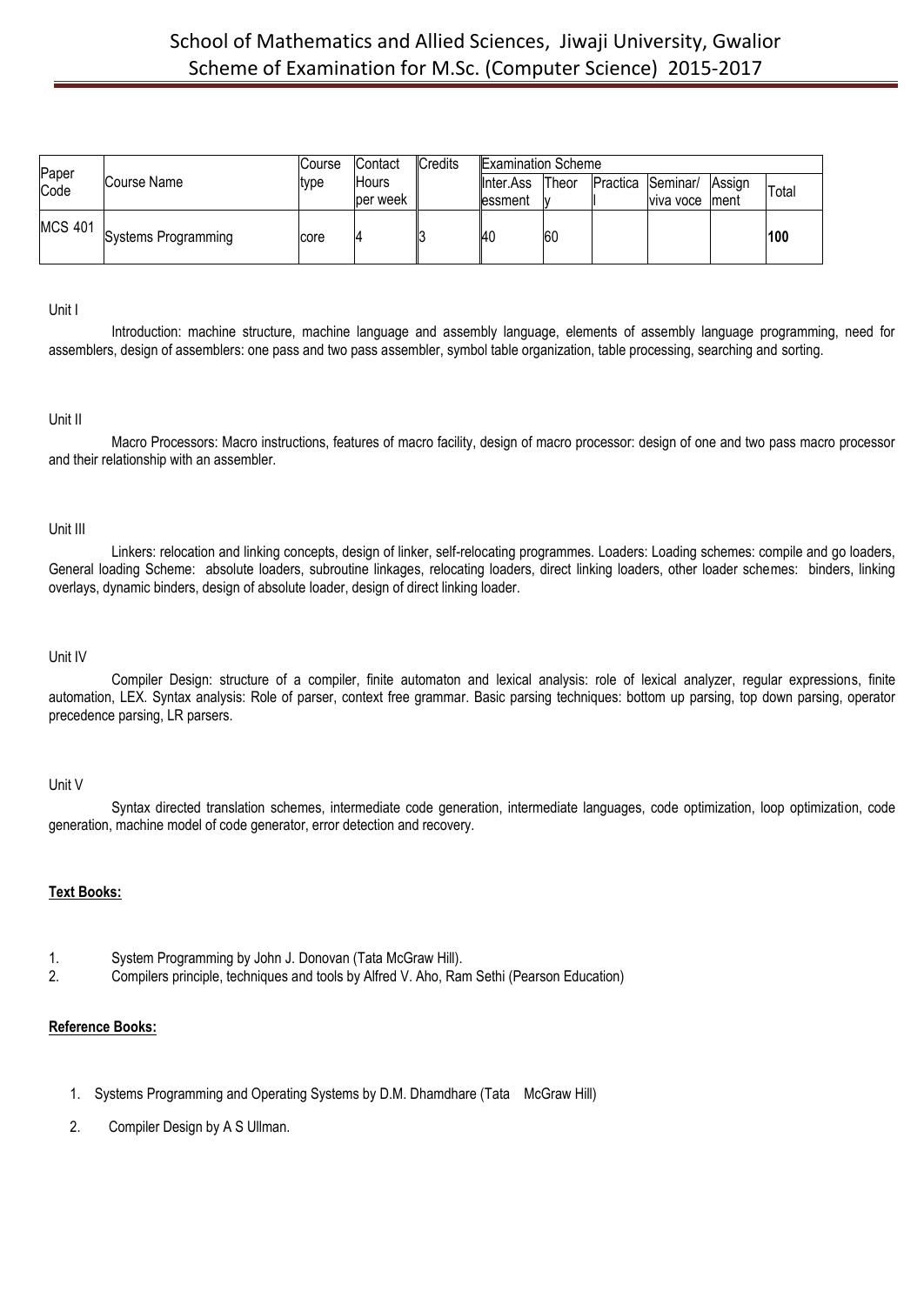| Paper Code | Course Name | Course type | Contact Hours per week | Credits | Examination Scheme | | | | | |
|---|---|---|---|---|---|---|---|---|---|---|
| | | | | | Inter.Assessment | Theory | Practical | Seminar/ viva voce | Assignment | Total |
| MCS 401 | Systems Programming | core | 4 | 3 | 40 | 60 | | | | **100** |

Unit I

Introduction: machine structure, machine language and assembly language, elements of assembly language programming, need for assemblers, design of assemblers: one pass and two pass assembler, symbol table organization, table processing, searching and sorting.

Unit II

Macro Processors: Macro instructions, features of macro facility, design of macro processor: design of one and two pass macro processor and their relationship with an assembler.

Unit III

Linkers: relocation and linking concepts, design of linker, self-relocating programmes. Loaders: Loading schemes: compile and go loaders, General loading Scheme: absolute loaders, subroutine linkages, relocating loaders, direct linking loaders, other loader schemes: binders, linking overlays, dynamic binders, design of absolute loader, design of direct linking loader.

Unit IV

Compiler Design: structure of a compiler, finite automaton and lexical analysis: role of lexical analyzer, regular expressions, finite automation, LEX. Syntax analysis: Role of parser, context free grammar. Basic parsing techniques: bottom up parsing, top down parsing, operator precedence parsing, LR parsers.

Unit V

Syntax directed translation schemes, intermediate code generation, intermediate languages, code optimization, loop optimization, code generation, machine model of code generator, error detection and recovery.

**Text Books:**

1. System Programming by John J. Donovan (Tata McGraw Hill).
2. Compilers principle, techniques and tools by Alfred V. Aho, Ram Sethi (Pearson Education)

**Reference Books:**

1. Systems Programming and Operating Systems by D.M. Dhamdhare (Tata McGraw Hill)
2. Compiler Design by A S Ullman.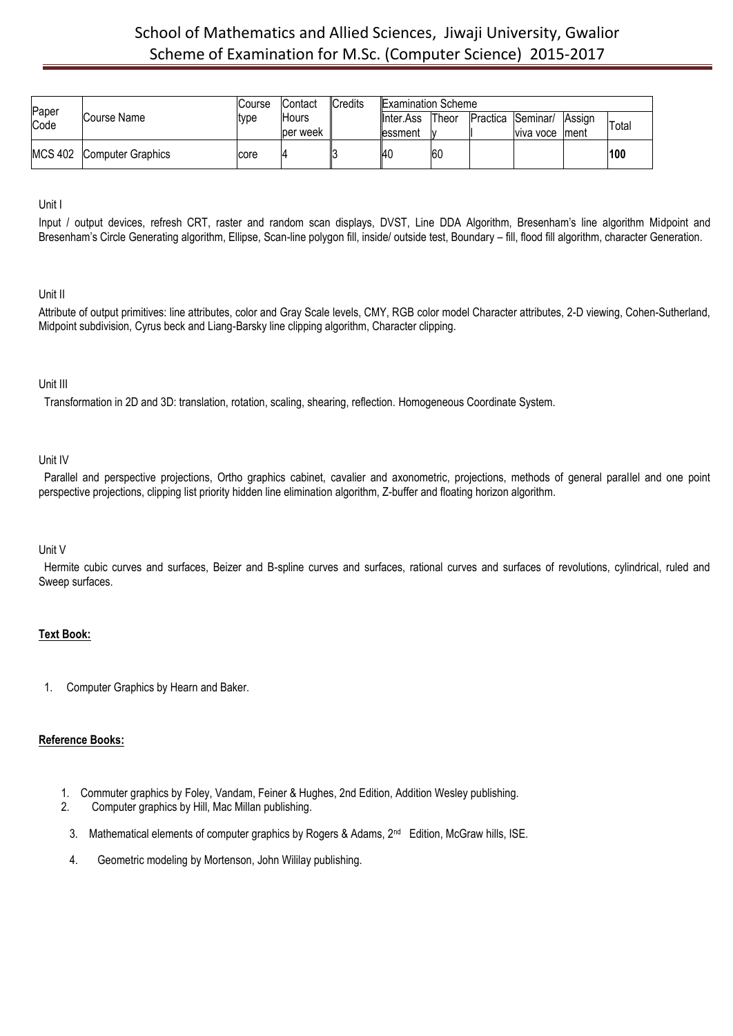# School of Mathematics and Allied Sciences, Jiwaji University, Gwalior
## Scheme of Examination for M.Sc. (Computer Science) 2015-2017

| Paper Code | Course Name | Course type | Contact Hours per week | Credits | Examination Scheme | | | | | |
|---|---|---|---|---|---|---|---|---|---|---|
| | | | | | Inter.Ass essment | Theory | Practical | Seminar/ viva voce | Assign ment | Total |
| MCS 402 | Computer Graphics | core | 4 | 3 | 40 | 60 | | | | **100** |

Unit I

Input / output devices, refresh CRT, raster and random scan displays, DVST, Line DDA Algorithm, Bresenham's line algorithm Midpoint and Bresenham's Circle Generating algorithm, Ellipse, Scan-line polygon fill, inside/ outside test, Boundary – fill, flood fill algorithm, character Generation.

Unit II

Attribute of output primitives: line attributes, color and Gray Scale levels, CMY, RGB color model Character attributes, 2-D viewing, Cohen-Sutherland, Midpoint subdivision, Cyrus beck and Liang-Barsky line clipping algorithm, Character clipping.

Unit III

Transformation in 2D and 3D: translation, rotation, scaling, shearing, reflection. Homogeneous Coordinate System.

Unit IV

Parallel and perspective projections, Ortho graphics cabinet, cavalier and axonometric, projections, methods of general parallel and one point perspective projections, clipping list priority hidden line elimination algorithm, Z-buffer and floating horizon algorithm.

Unit V

Hermite cubic curves and surfaces, Beizer and B-spline curves and surfaces, rational curves and surfaces of revolutions, cylindrical, ruled and Sweep surfaces.

**Text Book:**

1. Computer Graphics by Hearn and Baker.

**Reference Books:**

1. Commuter graphics by Foley, Vandam, Feiner & Hughes, 2nd Edition, Addition Wesley publishing.
2. Computer graphics by Hill, Mac Millan publishing.
3. Mathematical elements of computer graphics by Rogers & Adams, 2nd Edition, McGraw hills, ISE.
4. Geometric modeling by Mortenson, John Wililay publishing.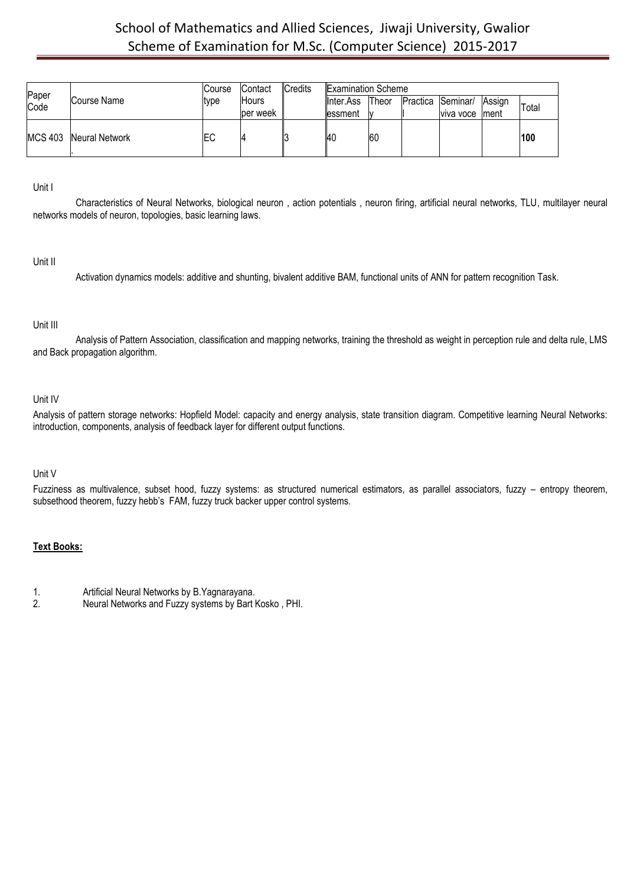# School of Mathematics and Allied Sciences, Jiwaji University, Gwalior
## Scheme of Examination for M.Sc. (Computer Science) 2015-2017

| Paper Code | Course Name | Course type | Contact Hours per week | Credits | Examination Scheme | | | | | |
|---|---|---|---|---|---|---|---|---|---|---|
| | | | | | Inter.Assessment | Theory | Practical | Seminar/ viva voce | Assignment | Total |
| MCS 403 | Neural Network | EC | 4 | 3 | 40 | 60 | | | | **100** |

Unit I

Characteristics of Neural Networks, biological neuron , action potentials , neuron firing, artificial neural networks, TLU, multilayer neural networks models of neuron, topologies, basic learning laws.

Unit II

Activation dynamics models: additive and shunting, bivalent additive BAM, functional units of ANN for pattern recognition Task.

Unit III

Analysis of Pattern Association, classification and mapping networks, training the threshold as weight in perception rule and delta rule, LMS and Back propagation algorithm.

Unit IV

Analysis of pattern storage networks: Hopfield Model: capacity and energy analysis, state transition diagram. Competitive learning Neural Networks: introduction, components, analysis of feedback layer for different output functions.

Unit V

Fuzziness as multivalence, subset hood, fuzzy systems: as structured numerical estimators, as parallel associators, fuzzy – entropy theorem, subsethood theorem, fuzzy hebb's FAM, fuzzy truck backer upper control systems.

**Text Books:**

1. Artificial Neural Networks by B.Yagnarayana.
2. Neural Networks and Fuzzy systems by Bart Kosko , PHI.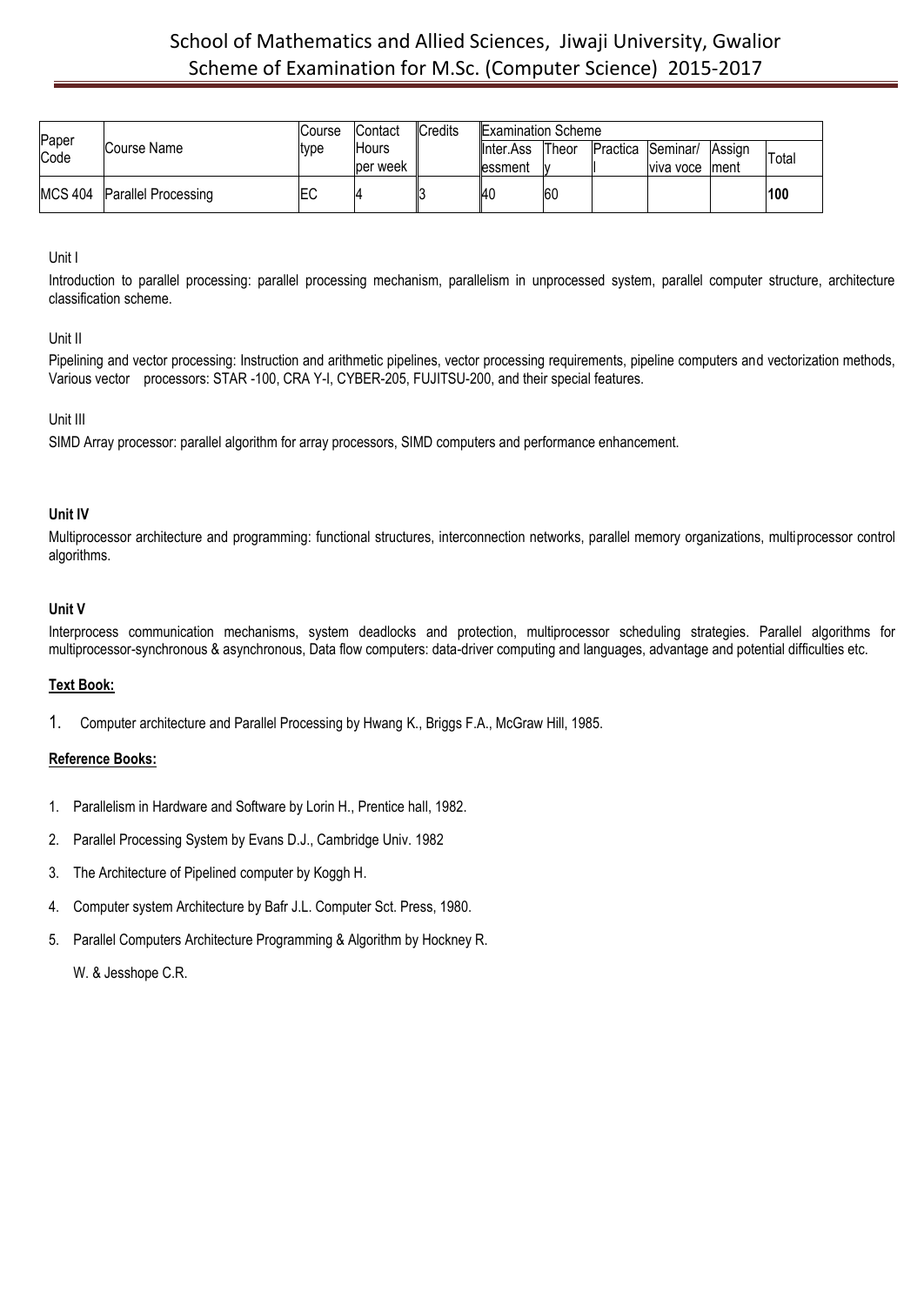# School of Mathematics and Allied Sciences, Jiwaji University, Gwalior
## Scheme of Examination for M.Sc. (Computer Science) 2015-2017

| Paper Code | Course Name | Course type | Contact Hours per week | Credits | Examination Scheme | | | | | |
|---|---|---|---|---|---|---|---|---|---|---|
| | | | | | Inter.Assessment | Theory | Practical | Seminar/ viva voce | Assignment | Total |
| MCS 404 | Parallel Processing | EC | 4 | 3 | 40 | 60 | | | | **100** |

Unit I

Introduction to parallel processing: parallel processing mechanism, parallelism in unprocessed system, parallel computer structure, architecture classification scheme.

Unit II

Pipelining and vector processing: Instruction and arithmetic pipelines, vector processing requirements, pipeline computers and vectorization methods, Various vector processors: STAR -100, CRA Y-I, CYBER-205, FUJITSU-200, and their special features.

Unit III

SIMD Array processor: parallel algorithm for array processors, SIMD computers and performance enhancement.

**Unit IV**

Multiprocessor architecture and programming: functional structures, interconnection networks, parallel memory organizations, multiprocessor control algorithms.

**Unit V**

Interprocess communication mechanisms, system deadlocks and protection, multiprocessor scheduling strategies. Parallel algorithms for multiprocessor-synchronous & asynchronous, Data flow computers: data-driver computing and languages, advantage and potential difficulties etc.

**Text Book:**

1. Computer architecture and Parallel Processing by Hwang K., Briggs F.A., McGraw Hill, 1985.

**Reference Books:**

1. Parallelism in Hardware and Software by Lorin H., Prentice hall, 1982.
2. Parallel Processing System by Evans D.J., Cambridge Univ. 1982
3. The Architecture of Pipelined computer by Koggh H.
4. Computer system Architecture by Bafr J.L. Computer Sct. Press, 1980.
5. Parallel Computers Architecture Programming & Algorithm by Hockney R. W. & Jesshope C.R.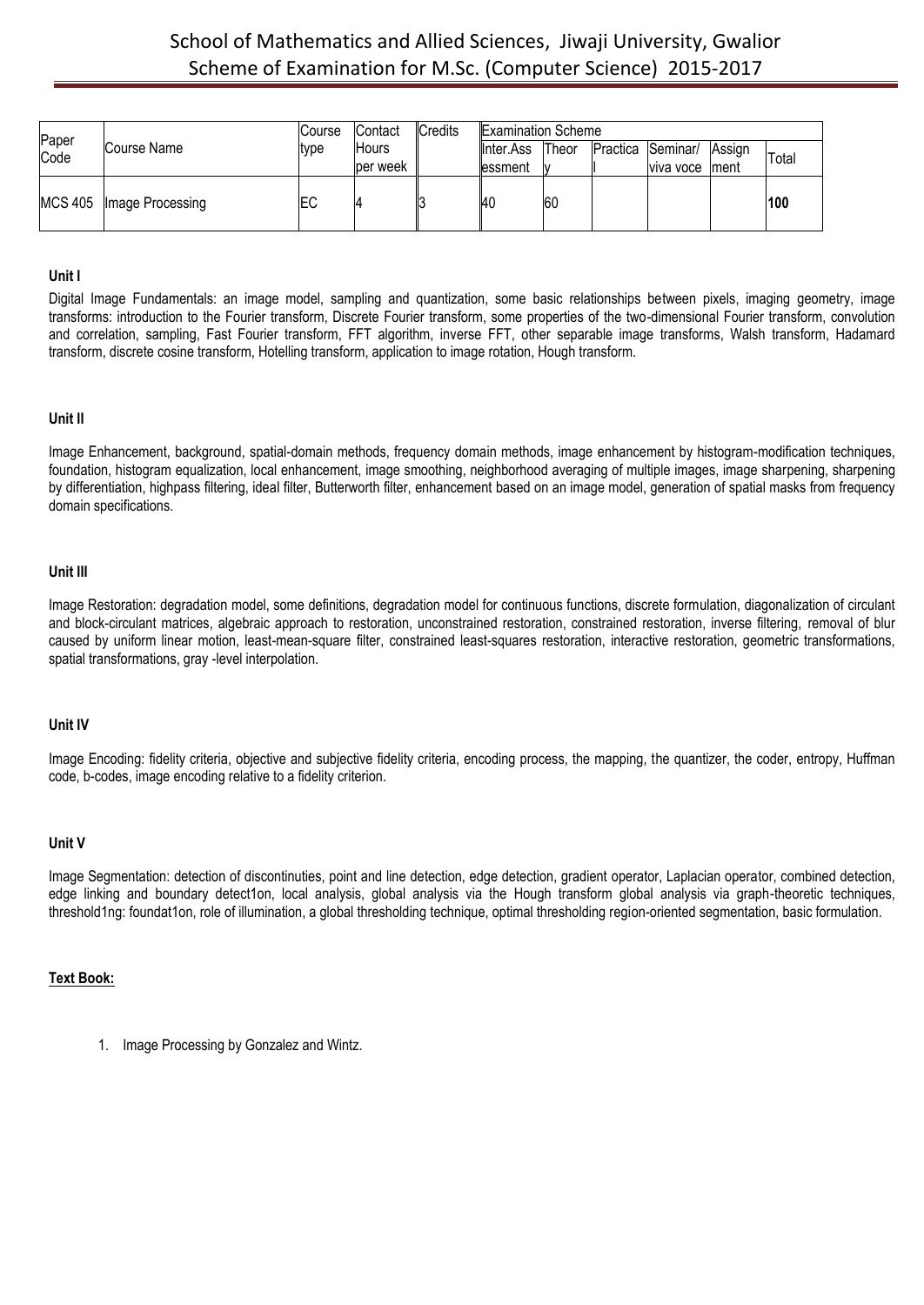# School of Mathematics and Allied Sciences, Jiwaji University, Gwalior
## Scheme of Examination for M.Sc. (Computer Science) 2015-2017

| Paper Code | Course Name | Course type | Contact Hours per week | Credits | Examination Scheme | | | | | |
|---|---|---|---|---|---|---|---|---|---|---|
| | | | | | Inter.Assessment | Theory | Practical | Seminar/ viva voce | Assignment | Total |
| MCS 405 | Image Processing | EC | 4 | 3 | 40 | 60 | | | | **100** |

**Unit I**

Digital Image Fundamentals: an image model, sampling and quantization, some basic relationships between pixels, imaging geometry, image transforms: introduction to the Fourier transform, Discrete Fourier transform, some properties of the two-dimensional Fourier transform, convolution and correlation, sampling, Fast Fourier transform, FFT algorithm, inverse FFT, other separable image transforms, Walsh transform, Hadamard transform, discrete cosine transform, Hotelling transform, application to image rotation, Hough transform.

**Unit II**

Image Enhancement, background, spatial-domain methods, frequency domain methods, image enhancement by histogram-modification techniques, foundation, histogram equalization, local enhancement, image smoothing, neighborhood averaging of multiple images, image sharpening, sharpening by differentiation, highpass filtering, ideal filter, Butterworth filter, enhancement based on an image model, generation of spatial masks from frequency domain specifications.

**Unit III**

Image Restoration: degradation model, some definitions, degradation model for continuous functions, discrete formulation, diagonalization of circulant and block-circulant matrices, algebraic approach to restoration, unconstrained restoration, constrained restoration, inverse filtering, removal of blur caused by uniform linear motion, least-mean-square filter, constrained least-squares restoration, interactive restoration, geometric transformations, spatial transformations, gray -level interpolation.

**Unit IV**

Image Encoding: fidelity criteria, objective and subjective fidelity criteria, encoding process, the mapping, the quantizer, the coder, entropy, Huffman code, b-codes, image encoding relative to a fidelity criterion.

**Unit V**

Image Segmentation: detection of discontinuities, point and line detection, edge detection, gradient operator, Laplacian operator, combined detection, edge linking and boundary detect1on, local analysis, global analysis via the Hough transform global analysis via graph-theoretic techniques, threshold1ng: foundat1on, role of illumination, a global thresholding technique, optimal thresholding region-oriented segmentation, basic formulation.

**Text Book:**

1. Image Processing by Gonzalez and Wintz.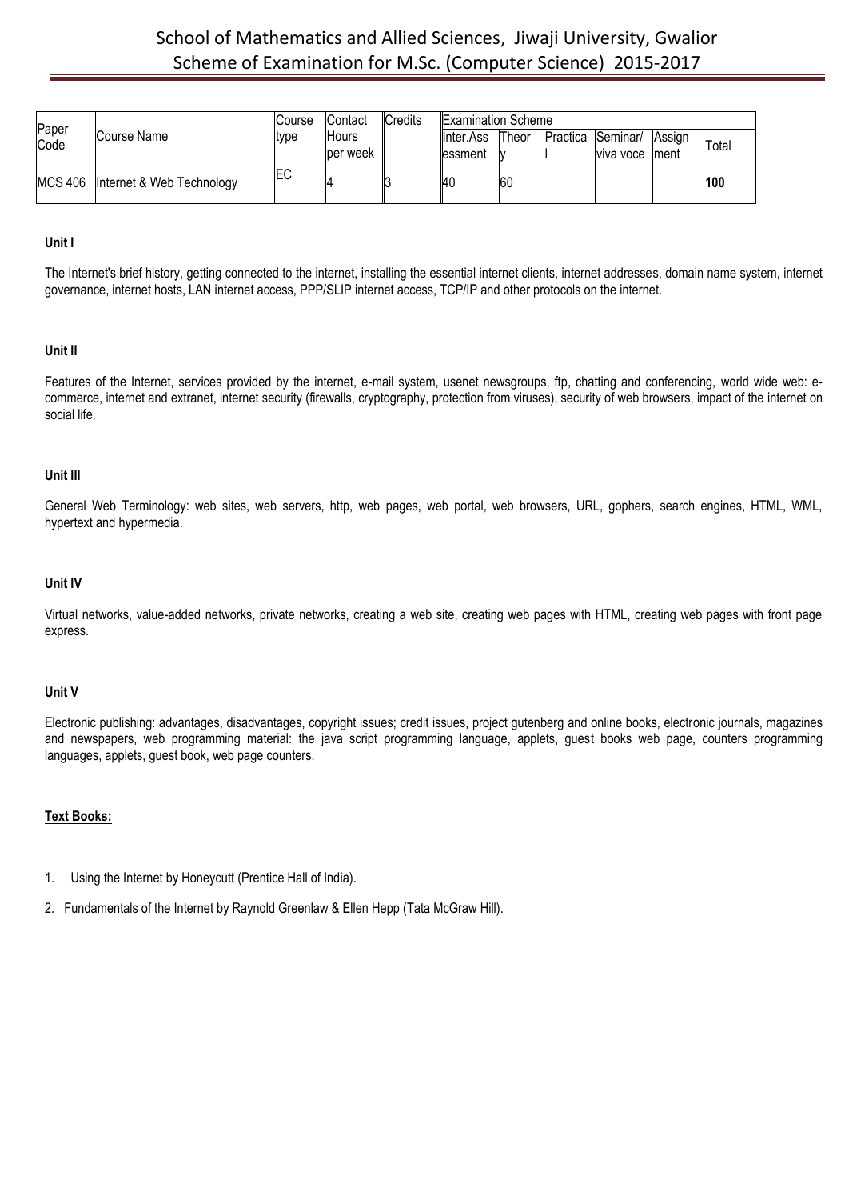| Paper Code | Course Name | Course type | Contact Hours per week | Credits | Examination Scheme | | | | | |
|---|---|---|---|---|---|---|---|---|---|---|
| | | | | | Inter.Assessment | Theory | Practical | Seminar/ viva voce | Assignment | Total |
| MCS 406 | Internet & Web Technology | EC | 4 | 3 | 40 | 60 | | | | **100** |

**Unit I**

The Internet's brief history, getting connected to the internet, installing the essential internet clients, internet addresses, domain name system, internet governance, internet hosts, LAN internet access, PPP/SLIP internet access, TCP/IP and other protocols on the internet.

**Unit II**

Features of the Internet, services provided by the internet, e-mail system, usenet newsgroups, ftp, chatting and conferencing, world wide web: e-commerce, internet and extranet, internet security (firewalls, cryptography, protection from viruses), security of web browsers, impact of the internet on social life.

**Unit III**

General Web Terminology: web sites, web servers, http, web pages, web portal, web browsers, URL, gophers, search engines, HTML, WML, hypertext and hypermedia.

**Unit IV**

Virtual networks, value-added networks, private networks, creating a web site, creating web pages with HTML, creating web pages with front page express.

**Unit V**

Electronic publishing: advantages, disadvantages, copyright issues; credit issues, project gutenberg and online books, electronic journals, magazines and newspapers, web programming material: the java script programming language, applets, guest books web page, counters programming languages, applets, guest book, web page counters.

**Text Books:**

1. Using the Internet by Honeycutt (Prentice Hall of India).
2. Fundamentals of the Internet by Raynold Greenlaw & Ellen Hepp (Tata McGraw Hill).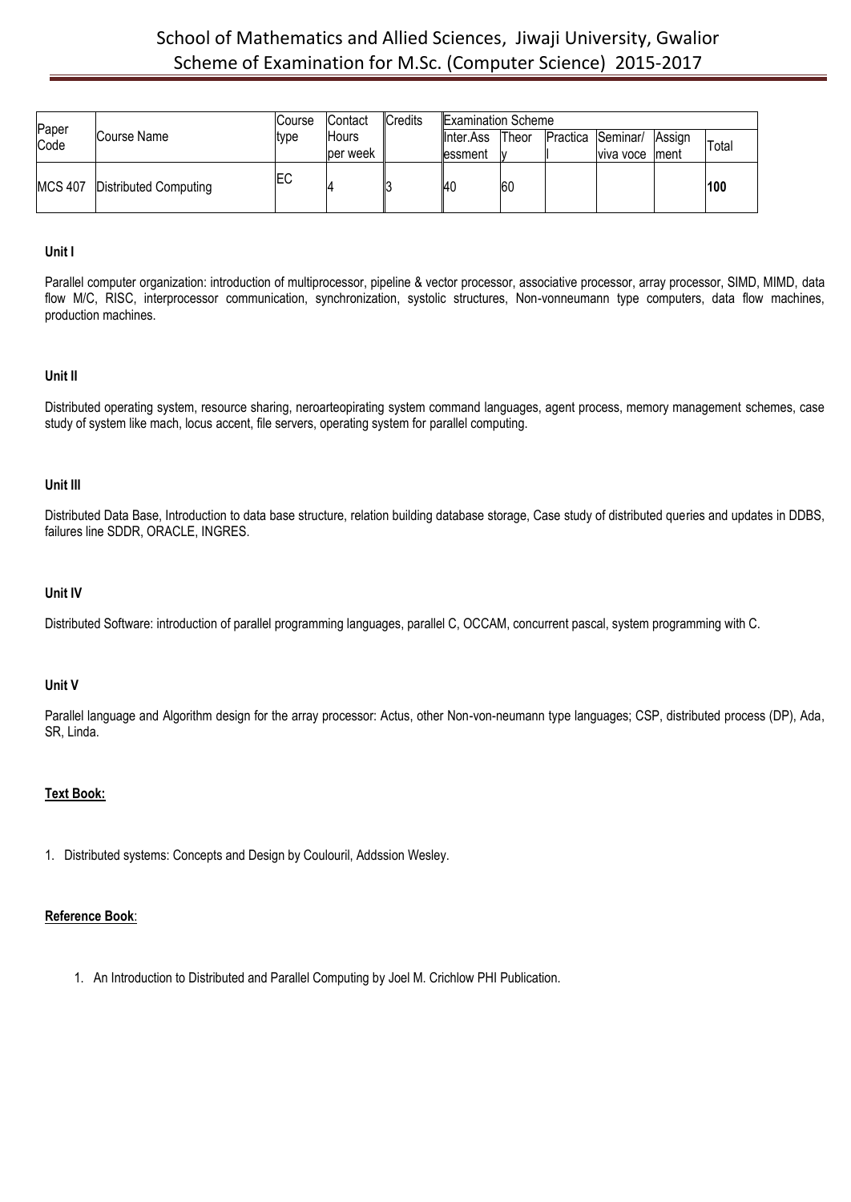# School of Mathematics and Allied Sciences, Jiwaji University, Gwalior
## Scheme of Examination for M.Sc. (Computer Science) 2015-2017

| Paper Code | Course Name | Course type | Contact Hours per week | Credits | Examination Scheme | | | | | |
|---|---|---|---|---|---|---|---|---|---|---|
| | | | | | Inter.Assessment | Theory | Practical | Seminar/ viva voce | Assignment | Total |
| MCS 407 | Distributed Computing | EC | 4 | 3 | 40 | 60 | | | | **100** |

**Unit I**

Parallel computer organization: introduction of multiprocessor, pipeline & vector processor, associative processor, array processor, SIMD, MIMD, data flow M/C, RISC, interprocessor communication, synchronization, systolic structures, Non-vonneumann type computers, data flow machines, production machines.

**Unit II**

Distributed operating system, resource sharing, neroarteopirating system command languages, agent process, memory management schemes, case study of system like mach, locus accent, file servers, operating system for parallel computing.

**Unit III**

Distributed Data Base, Introduction to data base structure, relation building database storage, Case study of distributed queries and updates in DDBS, failures line SDDR, ORACLE, INGRES.

**Unit IV**

Distributed Software: introduction of parallel programming languages, parallel C, OCCAM, concurrent pascal, system programming with C.

**Unit V**

Parallel language and Algorithm design for the array processor: Actus, other Non-von-neumann type languages; CSP, distributed process (DP), Ada, SR, Linda.

**Text Book:**

1. Distributed systems: Concepts and Design by Coulouril, Addssion Wesley.

**Reference Book**:

1. An Introduction to Distributed and Parallel Computing by Joel M. Crichlow PHI Publication.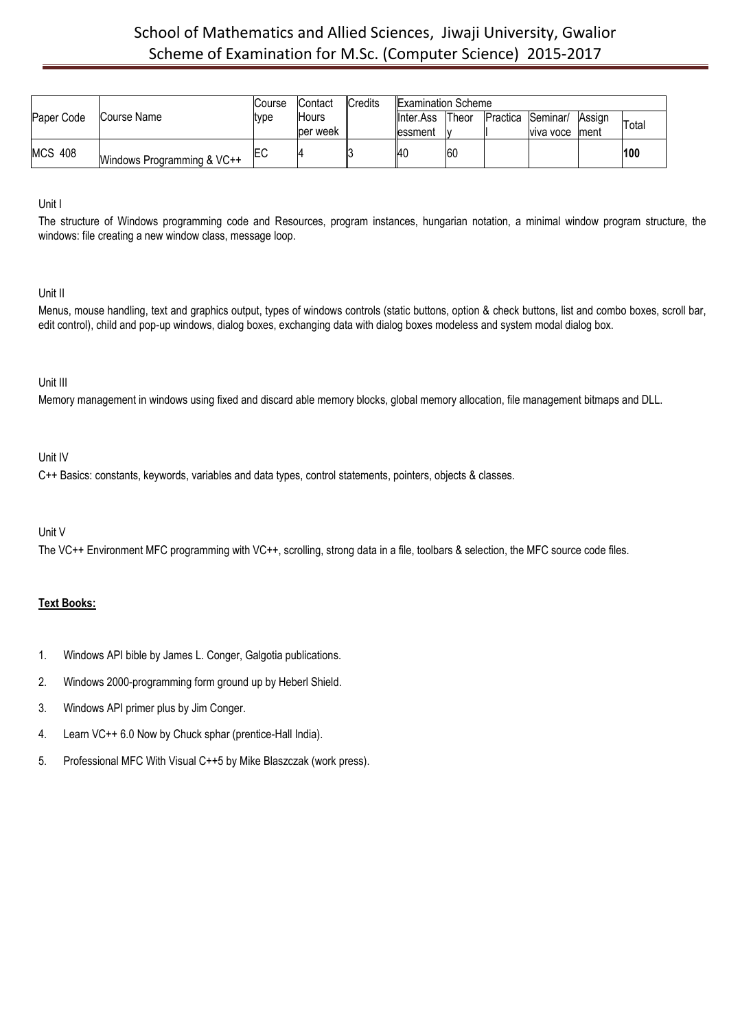| Paper Code | Course Name | Course type | Contact Hours per week | Credits | Examination Scheme | | | | | | |
|---|---|---|---|---|---|---|---|---|---|---|
| | | | | | Inter.Assessment | Theory | Practical | Seminar/ viva voce | Assignment | Total |
| MCS 408 | Windows Programming & VC++ | EC | 4 | 3 | 40 | 60 | | | | **100** |

Unit I

The structure of Windows programming code and Resources, program instances, hungarian notation, a minimal window program structure, the windows: file creating a new window class, message loop.

Unit II

Menus, mouse handling, text and graphics output, types of windows controls (static buttons, option & check buttons, list and combo boxes, scroll bar, edit control), child and pop-up windows, dialog boxes, exchanging data with dialog boxes modeless and system modal dialog box.

Unit III

Memory management in windows using fixed and discard able memory blocks, global memory allocation, file management bitmaps and DLL.

Unit IV

C++ Basics: constants, keywords, variables and data types, control statements, pointers, objects & classes.

Unit V

The VC++ Environment MFC programming with VC++, scrolling, strong data in a file, toolbars & selection, the MFC source code files.

**Text Books:**

1. Windows API bible by James L. Conger, Galgotia publications.
2. Windows 2000-programming form ground up by Heberl Shield.
3. Windows API primer plus by Jim Conger.
4. Learn VC++ 6.0 Now by Chuck sphar (prentice-Hall India).
5. Professional MFC With Visual C++5 by Mike Blaszczak (work press).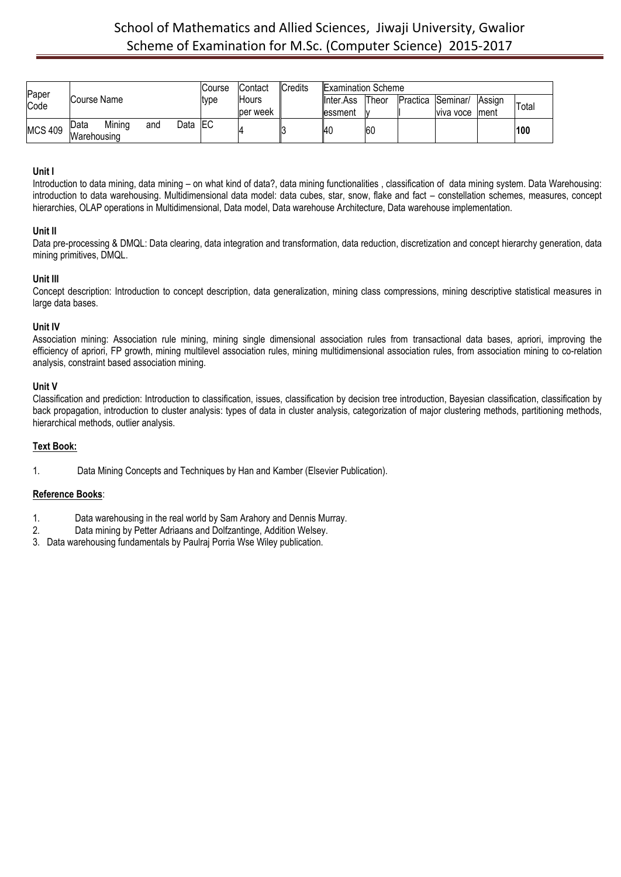| Paper Code | Course Name | Course type | Contact Hours per week | Credits | Examination Scheme | | | | | |
|---|---|---|---|---|---|---|---|---|---|---|
| | | | | | Inter.Assessment | Theory | Practical | Seminar/ viva voce | Assignment | Total |
| MCS 409 | Data Mining and Data Warehousing | EC | 4 | 3 | 40 | 60 | | | | **100** |

**Unit I**

Introduction to data mining, data mining – on what kind of data?, data mining functionalities , classification of data mining system. Data Warehousing: introduction to data warehousing. Multidimensional data model: data cubes, star, snow, flake and fact – constellation schemes, measures, concept hierarchies, OLAP operations in Multidimensional, Data model, Data warehouse Architecture, Data warehouse implementation.

**Unit II**

Data pre-processing & DMQL: Data clearing, data integration and transformation, data reduction, discretization and concept hierarchy generation, data mining primitives, DMQL.

**Unit III**

Concept description: Introduction to concept description, data generalization, mining class compressions, mining descriptive statistical measures in large data bases.

**Unit IV**

Association mining: Association rule mining, mining single dimensional association rules from transactional data bases, apriori, improving the efficiency of apriori, FP growth, mining multilevel association rules, mining multidimensional association rules, from association mining to co-relation analysis, constraint based association mining.

**Unit V**

Classification and prediction: Introduction to classification, issues, classification by decision tree introduction, Bayesian classification, classification by back propagation, introduction to cluster analysis: types of data in cluster analysis, categorization of major clustering methods, partitioning methods, hierarchical methods, outlier analysis.

**Text Book:**

1. Data Mining Concepts and Techniques by Han and Kamber (Elsevier Publication).

**Reference Books**:

1. Data warehousing in the real world by Sam Arahory and Dennis Murray.
2. Data mining by Petter Adriaans and Dolfzantinge, Addition Welsey.
3. Data warehousing fundamentals by Paulraj Porria Wse Wiley publication.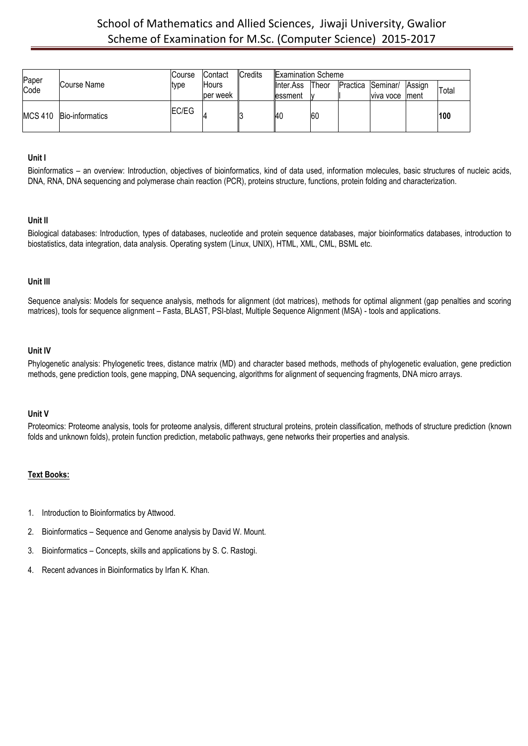# School of Mathematics and Allied Sciences, Jiwaji University, Gwalior
## Scheme of Examination for M.Sc. (Computer Science) 2015-2017

| Paper Code | Course Name | Course type | Contact Hours per week | Credits | Examination Scheme | | | | | |
|---|---|---|---|---|---|---|---|---|---|---|
| | | | | | Inter.Assessment | Theory | Practical | Seminar/ viva voce | Assignment | Total |
| MCS 410 | Bio-informatics | EC/EG | 4 | 3 | 40 | 60 | | | | **100** |

**Unit I**

Bioinformatics – an overview: Introduction, objectives of bioinformatics, kind of data used, information molecules, basic structures of nucleic acids, DNA, RNA, DNA sequencing and polymerase chain reaction (PCR), proteins structure, functions, protein folding and characterization.

**Unit II**

Biological databases: Introduction, types of databases, nucleotide and protein sequence databases, major bioinformatics databases, introduction to biostatistics, data integration, data analysis. Operating system (Linux, UNIX), HTML, XML, CML, BSML etc.

**Unit III**

Sequence analysis: Models for sequence analysis, methods for alignment (dot matrices), methods for optimal alignment (gap penalties and scoring matrices), tools for sequence alignment – Fasta, BLAST, PSI-blast, Multiple Sequence Alignment (MSA) - tools and applications.

**Unit IV**

Phylogenetic analysis: Phylogenetic trees, distance matrix (MD) and character based methods, methods of phylogenetic evaluation, gene prediction methods, gene prediction tools, gene mapping, DNA sequencing, algorithms for alignment of sequencing fragments, DNA micro arrays.

**Unit V**

Proteomics: Proteome analysis, tools for proteome analysis, different structural proteins, protein classification, methods of structure prediction (known folds and unknown folds), protein function prediction, metabolic pathways, gene networks their properties and analysis.

**Text Books:**

1. Introduction to Bioinformatics by Attwood.
2. Bioinformatics – Sequence and Genome analysis by David W. Mount.
3. Bioinformatics – Concepts, skills and applications by S. C. Rastogi.
4. Recent advances in Bioinformatics by Irfan K. Khan.